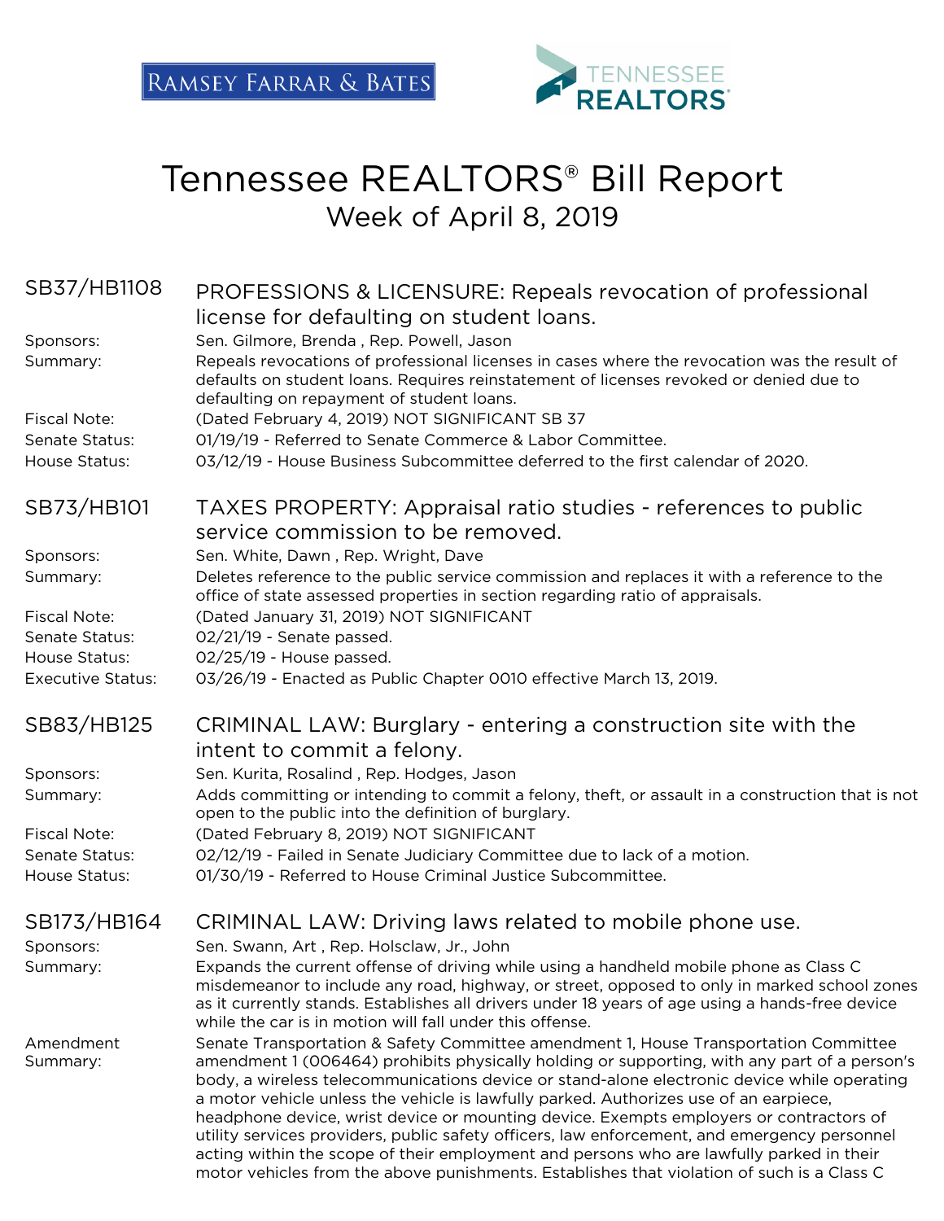RAMSEY FARRAR & BATES

TENNESSEE REALTORS®

# Tennessee REALTORS® Bill Report
## Week of April 8, 2019

### SB37/HB1108 PROFESSIONS & LICENSURE: Repeals revocation of professional license for defaulting on student loans.

**Sponsors:** Sen. Gilmore, Brenda , Rep. Powell, Jason

**Summary:** Repeals revocations of professional licenses in cases where the revocation was the result of defaults on student loans. Requires reinstatement of licenses revoked or denied due to defaulting on repayment of student loans.

**Fiscal Note:** (Dated February 4, 2019) NOT SIGNIFICANT SB 37

**Senate Status:** 01/19/19 - Referred to Senate Commerce & Labor Committee.

**House Status:** 03/12/19 - House Business Subcommittee deferred to the first calendar of 2020.

### SB73/HB101 TAXES PROPERTY: Appraisal ratio studies - references to public service commission to be removed.

**Sponsors:** Sen. White, Dawn , Rep. Wright, Dave

**Summary:** Deletes reference to the public service commission and replaces it with a reference to the office of state assessed properties in section regarding ratio of appraisals.

**Fiscal Note:** (Dated January 31, 2019) NOT SIGNIFICANT

**Senate Status:** 02/21/19 - Senate passed.

**House Status:** 02/25/19 - House passed.

**Executive Status:** 03/26/19 - Enacted as Public Chapter 0010 effective March 13, 2019.

### SB83/HB125 CRIMINAL LAW: Burglary - entering a construction site with the intent to commit a felony.

**Sponsors:** Sen. Kurita, Rosalind , Rep. Hodges, Jason

**Summary:** Adds committing or intending to commit a felony, theft, or assault in a construction that is not open to the public into the definition of burglary.

**Fiscal Note:** (Dated February 8, 2019) NOT SIGNIFICANT

**Senate Status:** 02/12/19 - Failed in Senate Judiciary Committee due to lack of a motion.

**House Status:** 01/30/19 - Referred to House Criminal Justice Subcommittee.

### SB173/HB164 CRIMINAL LAW: Driving laws related to mobile phone use.

**Sponsors:** Sen. Swann, Art , Rep. Holsclaw, Jr., John

**Summary:** Expands the current offense of driving while using a handheld mobile phone as Class C misdemeanor to include any road, highway, or street, opposed to only in marked school zones as it currently stands. Establishes all drivers under 18 years of age using a hands-free device while the car is in motion will fall under this offense.

**Amendment Summary:** Senate Transportation & Safety Committee amendment 1, House Transportation Committee amendment 1 (006464) prohibits physically holding or supporting, with any part of a person's body, a wireless telecommunications device or stand-alone electronic device while operating a motor vehicle unless the vehicle is lawfully parked. Authorizes use of an earpiece, headphone device, wrist device or mounting device. Exempts employers or contractors of utility services providers, public safety officers, law enforcement, and emergency personnel acting within the scope of their employment and persons who are lawfully parked in their motor vehicles from the above punishments. Establishes that violation of such is a Class C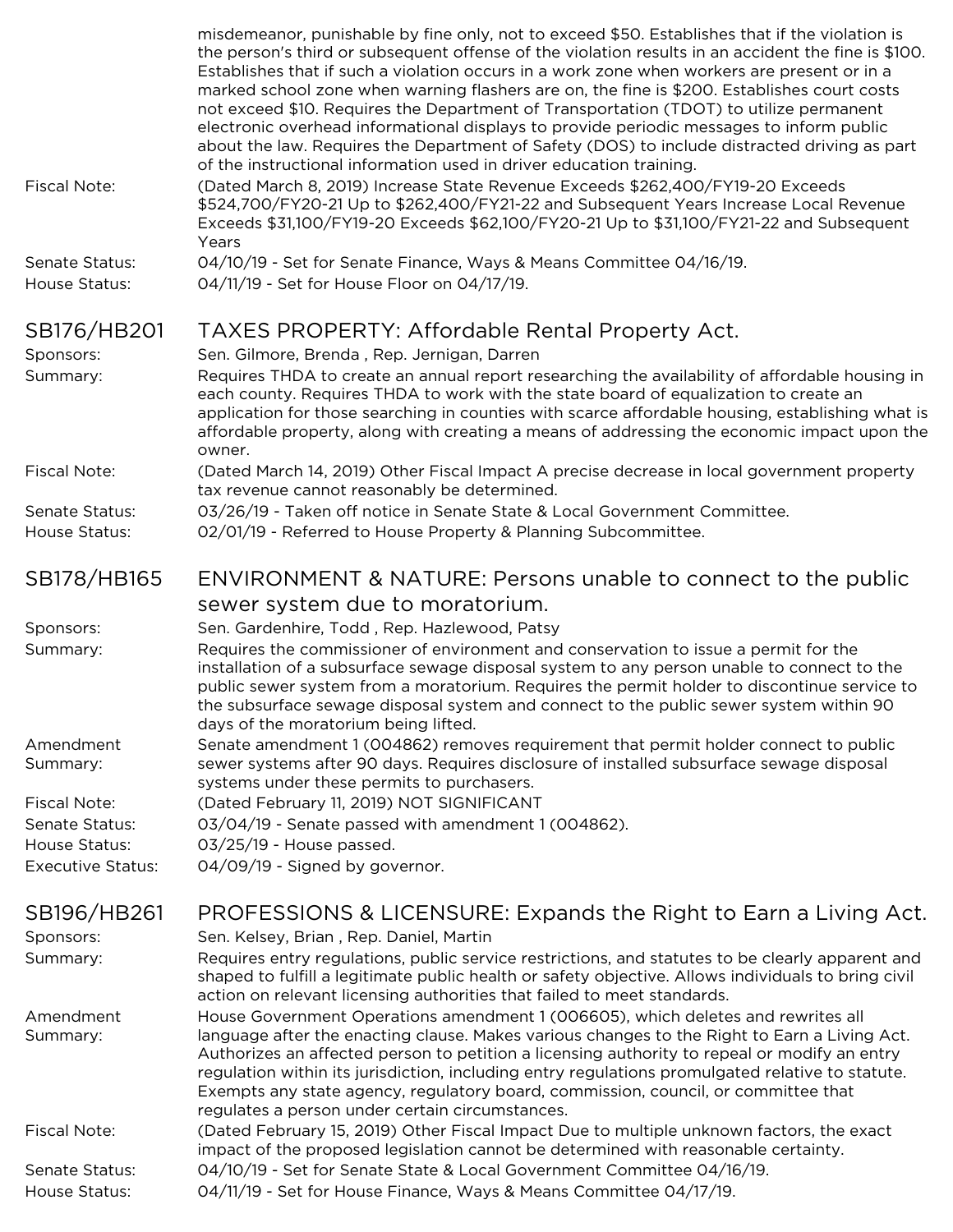misdemeanor, punishable by fine only, not to exceed $50. Establishes that if the violation is the person's third or subsequent offense of the violation results in an accident the fine is $100. Establishes that if such a violation occurs in a work zone when workers are present or in a marked school zone when warning flashers are on, the fine is $200. Establishes court costs not exceed $10. Requires the Department of Transportation (TDOT) to utilize permanent electronic overhead informational displays to provide periodic messages to inform public about the law. Requires the Department of Safety (DOS) to include distracted driving as part of the instructional information used in driver education training.

Fiscal Note: (Dated March 8, 2019) Increase State Revenue Exceeds $262,400/FY19-20 Exceeds $524,700/FY20-21 Up to $262,400/FY21-22 and Subsequent Years Increase Local Revenue Exceeds $31,100/FY19-20 Exceeds $62,100/FY20-21 Up to $31,100/FY21-22 and Subsequent Years

Senate Status: 04/10/19 - Set for Senate Finance, Ways & Means Committee 04/16/19.

House Status: 04/11/19 - Set for House Floor on 04/17/19.

## SB176/HB201 TAXES PROPERTY: Affordable Rental Property Act.

Sponsors: Sen. Gilmore, Brenda , Rep. Jernigan, Darren

Summary: Requires THDA to create an annual report researching the availability of affordable housing in each county. Requires THDA to work with the state board of equalization to create an application for those searching in counties with scarce affordable housing, establishing what is affordable property, along with creating a means of addressing the economic impact upon the owner.

Fiscal Note: (Dated March 14, 2019) Other Fiscal Impact A precise decrease in local government property tax revenue cannot reasonably be determined.

Senate Status: 03/26/19 - Taken off notice in Senate State & Local Government Committee.

House Status: 02/01/19 - Referred to House Property & Planning Subcommittee.

## SB178/HB165 ENVIRONMENT & NATURE: Persons unable to connect to the public sewer system due to moratorium.

Sponsors: Sen. Gardenhire, Todd , Rep. Hazlewood, Patsy

Summary: Requires the commissioner of environment and conservation to issue a permit for the installation of a subsurface sewage disposal system to any person unable to connect to the public sewer system from a moratorium. Requires the permit holder to discontinue service to the subsurface sewage disposal system and connect to the public sewer system within 90 days of the moratorium being lifted.

Amendment Summary: Senate amendment 1 (004862) removes requirement that permit holder connect to public sewer systems after 90 days. Requires disclosure of installed subsurface sewage disposal systems under these permits to purchasers.

Fiscal Note: (Dated February 11, 2019) NOT SIGNIFICANT

Senate Status: 03/04/19 - Senate passed with amendment 1 (004862).

House Status: 03/25/19 - House passed.

Executive Status: 04/09/19 - Signed by governor.

## SB196/HB261 PROFESSIONS & LICENSURE: Expands the Right to Earn a Living Act.

Sponsors: Sen. Kelsey, Brian , Rep. Daniel, Martin

Summary: Requires entry regulations, public service restrictions, and statutes to be clearly apparent and shaped to fulfill a legitimate public health or safety objective. Allows individuals to bring civil action on relevant licensing authorities that failed to meet standards.

Amendment Summary: House Government Operations amendment 1 (006605), which deletes and rewrites all language after the enacting clause. Makes various changes to the Right to Earn a Living Act. Authorizes an affected person to petition a licensing authority to repeal or modify an entry regulation within its jurisdiction, including entry regulations promulgated relative to statute. Exempts any state agency, regulatory board, commission, council, or committee that regulates a person under certain circumstances.

Fiscal Note: (Dated February 15, 2019) Other Fiscal Impact Due to multiple unknown factors, the exact impact of the proposed legislation cannot be determined with reasonable certainty.

Senate Status: 04/10/19 - Set for Senate State & Local Government Committee 04/16/19.

House Status: 04/11/19 - Set for House Finance, Ways & Means Committee 04/17/19.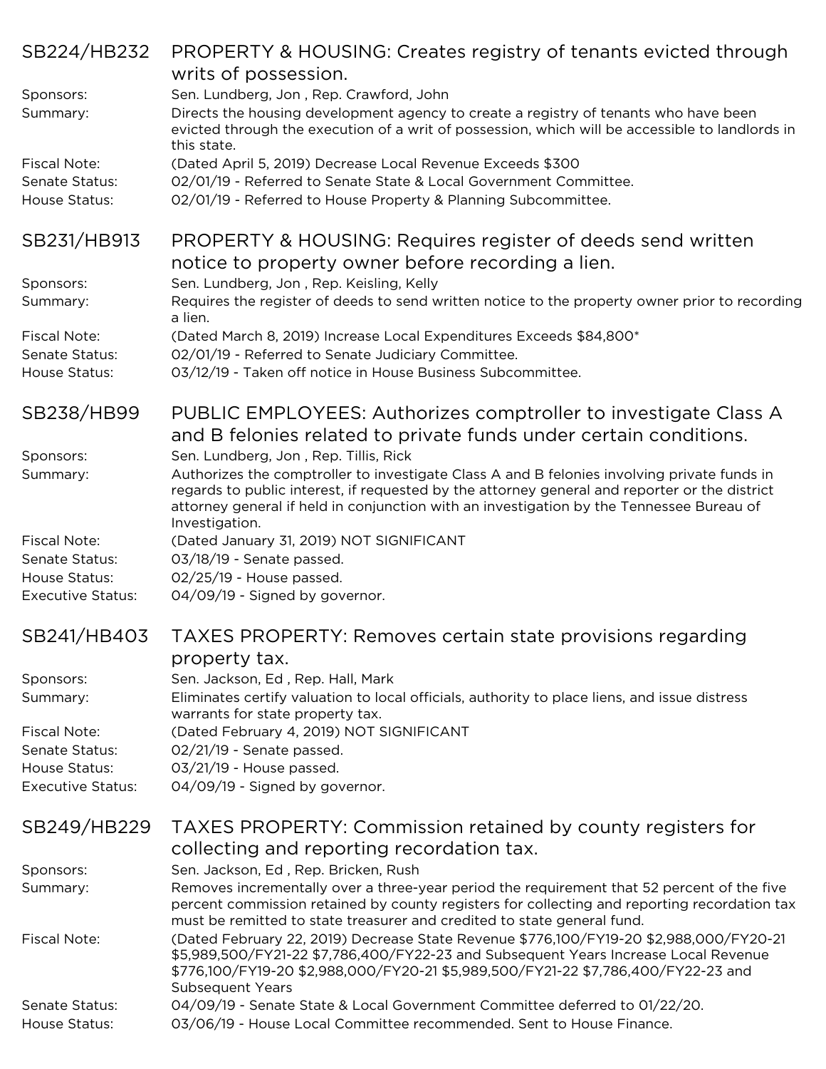## SB224/HB232 PROPERTY & HOUSING: Creates registry of tenants evicted through writs of possession.

**Sponsors:** Sen. Lundberg, Jon , Rep. Crawford, John

**Summary:** Directs the housing development agency to create a registry of tenants who have been evicted through the execution of a writ of possession, which will be accessible to landlords in this state.

**Fiscal Note:** (Dated April 5, 2019) Decrease Local Revenue Exceeds $300

**Senate Status:** 02/01/19 - Referred to Senate State & Local Government Committee.

**House Status:** 02/01/19 - Referred to House Property & Planning Subcommittee.

## SB231/HB913 PROPERTY & HOUSING: Requires register of deeds send written notice to property owner before recording a lien.

**Sponsors:** Sen. Lundberg, Jon , Rep. Keisling, Kelly

**Summary:** Requires the register of deeds to send written notice to the property owner prior to recording a lien.

**Fiscal Note:** (Dated March 8, 2019) Increase Local Expenditures Exceeds $84,800*

**Senate Status:** 02/01/19 - Referred to Senate Judiciary Committee.

**House Status:** 03/12/19 - Taken off notice in House Business Subcommittee.

## SB238/HB99 PUBLIC EMPLOYEES: Authorizes comptroller to investigate Class A and B felonies related to private funds under certain conditions.

**Sponsors:** Sen. Lundberg, Jon , Rep. Tillis, Rick

**Summary:** Authorizes the comptroller to investigate Class A and B felonies involving private funds in regards to public interest, if requested by the attorney general and reporter or the district attorney general if held in conjunction with an investigation by the Tennessee Bureau of Investigation.

**Fiscal Note:** (Dated January 31, 2019) NOT SIGNIFICANT

**Senate Status:** 03/18/19 - Senate passed.

**House Status:** 02/25/19 - House passed.

**Executive Status:** 04/09/19 - Signed by governor.

## SB241/HB403 TAXES PROPERTY: Removes certain state provisions regarding property tax.

**Sponsors:** Sen. Jackson, Ed , Rep. Hall, Mark

**Summary:** Eliminates certify valuation to local officials, authority to place liens, and issue distress warrants for state property tax.

**Fiscal Note:** (Dated February 4, 2019) NOT SIGNIFICANT

**Senate Status:** 02/21/19 - Senate passed.

**House Status:** 03/21/19 - House passed.

**Executive Status:** 04/09/19 - Signed by governor.

## SB249/HB229 TAXES PROPERTY: Commission retained by county registers for collecting and reporting recordation tax.

**Sponsors:** Sen. Jackson, Ed , Rep. Bricken, Rush

**Summary:** Removes incrementally over a three-year period the requirement that 52 percent of the five percent commission retained by county registers for collecting and reporting recordation tax must be remitted to state treasurer and credited to state general fund.

**Fiscal Note:** (Dated February 22, 2019) Decrease State Revenue $776,100/FY19-20 $2,988,000/FY20-21 $5,989,500/FY21-22 $7,786,400/FY22-23 and Subsequent Years Increase Local Revenue $776,100/FY19-20 $2,988,000/FY20-21 $5,989,500/FY21-22 $7,786,400/FY22-23 and Subsequent Years

**Senate Status:** 04/09/19 - Senate State & Local Government Committee deferred to 01/22/20.

**House Status:** 03/06/19 - House Local Committee recommended. Sent to House Finance.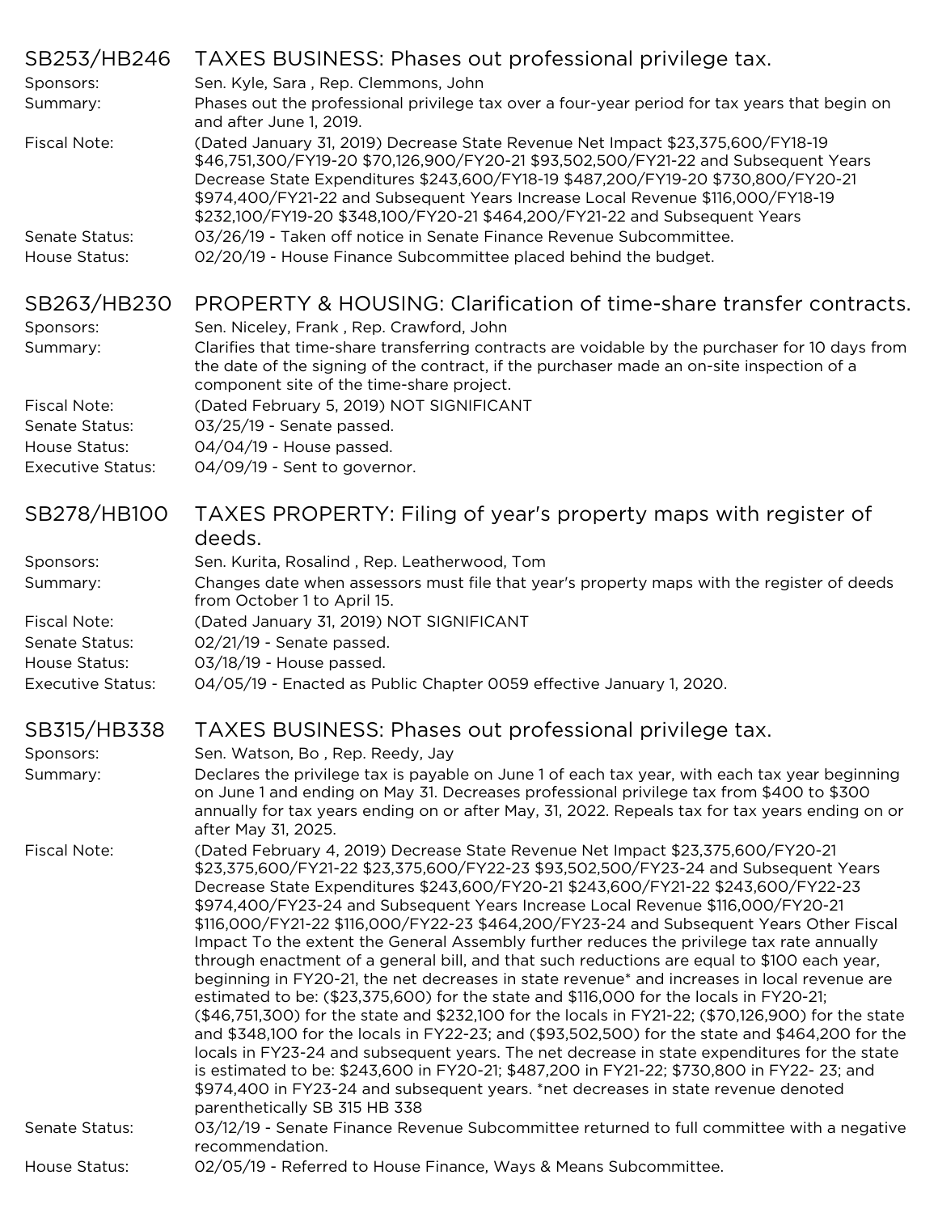## SB253/HB246 TAXES BUSINESS: Phases out professional privilege tax.

Sponsors: Sen. Kyle, Sara , Rep. Clemmons, John

Summary: Phases out the professional privilege tax over a four-year period for tax years that begin on and after June 1, 2019.

Fiscal Note: (Dated January 31, 2019) Decrease State Revenue Net Impact $23,375,600/FY18-19 $46,751,300/FY19-20 $70,126,900/FY20-21 $93,502,500/FY21-22 and Subsequent Years Decrease State Expenditures $243,600/FY18-19 $487,200/FY19-20 $730,800/FY20-21 $974,400/FY21-22 and Subsequent Years Increase Local Revenue $116,000/FY18-19 $232,100/FY19-20 $348,100/FY20-21 $464,200/FY21-22 and Subsequent Years

Senate Status: 03/26/19 - Taken off notice in Senate Finance Revenue Subcommittee.

House Status: 02/20/19 - House Finance Subcommittee placed behind the budget.

## SB263/HB230 PROPERTY & HOUSING: Clarification of time-share transfer contracts.

Sponsors: Sen. Niceley, Frank , Rep. Crawford, John

Summary: Clarifies that time-share transferring contracts are voidable by the purchaser for 10 days from the date of the signing of the contract, if the purchaser made an on-site inspection of a component site of the time-share project.

Fiscal Note: (Dated February 5, 2019) NOT SIGNIFICANT

Senate Status: 03/25/19 - Senate passed.

House Status: 04/04/19 - House passed.

Executive Status: 04/09/19 - Sent to governor.

## SB278/HB100 TAXES PROPERTY: Filing of year's property maps with register of deeds.

Sponsors: Sen. Kurita, Rosalind , Rep. Leatherwood, Tom

Summary: Changes date when assessors must file that year's property maps with the register of deeds from October 1 to April 15.

Fiscal Note: (Dated January 31, 2019) NOT SIGNIFICANT

Senate Status: 02/21/19 - Senate passed.

House Status: 03/18/19 - House passed.

Executive Status: 04/05/19 - Enacted as Public Chapter 0059 effective January 1, 2020.

## SB315/HB338 TAXES BUSINESS: Phases out professional privilege tax.

Sponsors: Sen. Watson, Bo , Rep. Reedy, Jay

Summary: Declares the privilege tax is payable on June 1 of each tax year, with each tax year beginning on June 1 and ending on May 31. Decreases professional privilege tax from $400 to $300 annually for tax years ending on or after May, 31, 2022. Repeals tax for tax years ending on or after May 31, 2025.

Fiscal Note: (Dated February 4, 2019) Decrease State Revenue Net Impact $23,375,600/FY20-21 $23,375,600/FY21-22 $23,375,600/FY22-23 $93,502,500/FY23-24 and Subsequent Years Decrease State Expenditures $243,600/FY20-21 $243,600/FY21-22 $243,600/FY22-23 $974,400/FY23-24 and Subsequent Years Increase Local Revenue $116,000/FY20-21 $116,000/FY21-22 $116,000/FY22-23 $464,200/FY23-24 and Subsequent Years Other Fiscal Impact To the extent the General Assembly further reduces the privilege tax rate annually through enactment of a general bill, and that such reductions are equal to $100 each year, beginning in FY20-21, the net decreases in state revenue* and increases in local revenue are estimated to be: ($23,375,600) for the state and $116,000 for the locals in FY20-21; ($46,751,300) for the state and $232,100 for the locals in FY21-22; ($70,126,900) for the state and $348,100 for the locals in FY22-23; and ($93,502,500) for the state and $464,200 for the locals in FY23-24 and subsequent years. The net decrease in state expenditures for the state is estimated to be: $243,600 in FY20-21; $487,200 in FY21-22; $730,800 in FY22- 23; and $974,400 in FY23-24 and subsequent years. *net decreases in state revenue denoted parenthetically SB 315 HB 338

Senate Status: 03/12/19 - Senate Finance Revenue Subcommittee returned to full committee with a negative recommendation.

House Status: 02/05/19 - Referred to House Finance, Ways & Means Subcommittee.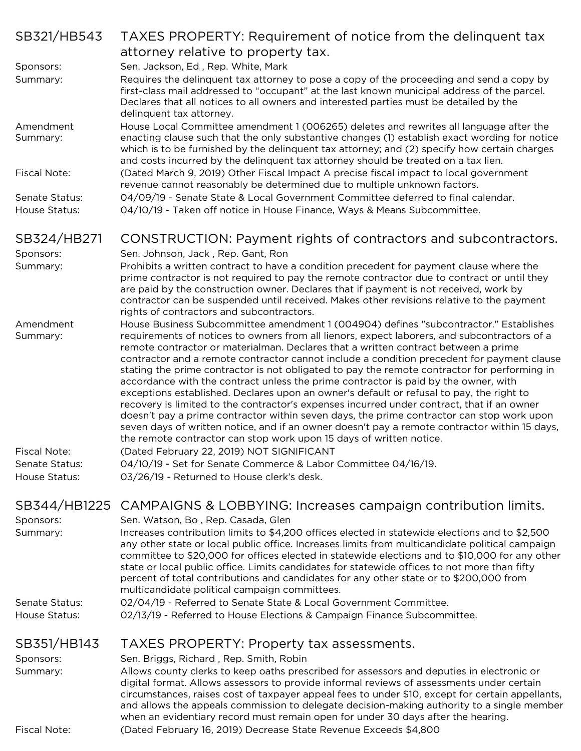## SB321/HB543 TAXES PROPERTY: Requirement of notice from the delinquent tax attorney relative to property tax.

**Sponsors:** Sen. Jackson, Ed , Rep. White, Mark

**Summary:** Requires the delinquent tax attorney to pose a copy of the proceeding and send a copy by first-class mail addressed to “occupant” at the last known municipal address of the parcel. Declares that all notices to all owners and interested parties must be detailed by the delinquent tax attorney.

**Amendment Summary:** House Local Committee amendment 1 (006265) deletes and rewrites all language after the enacting clause such that the only substantive changes (1) establish exact wording for notice which is to be furnished by the delinquent tax attorney; and (2) specify how certain charges and costs incurred by the delinquent tax attorney should be treated on a tax lien.

**Fiscal Note:** (Dated March 9, 2019) Other Fiscal Impact A precise fiscal impact to local government revenue cannot reasonably be determined due to multiple unknown factors.

**Senate Status:** 04/09/19 - Senate State & Local Government Committee deferred to final calendar.

**House Status:** 04/10/19 - Taken off notice in House Finance, Ways & Means Subcommittee.

## SB324/HB271 CONSTRUCTION: Payment rights of contractors and subcontractors.

**Sponsors:** Sen. Johnson, Jack , Rep. Gant, Ron

**Summary:** Prohibits a written contract to have a condition precedent for payment clause where the prime contractor is not required to pay the remote contractor due to contract or until they are paid by the construction owner. Declares that if payment is not received, work by contractor can be suspended until received. Makes other revisions relative to the payment rights of contractors and subcontractors.

**Amendment Summary:** House Business Subcommittee amendment 1 (004904) defines "subcontractor." Establishes requirements of notices to owners from all lienors, expect laborers, and subcontractors of a remote contractor or materialman. Declares that a written contract between a prime contractor and a remote contractor cannot include a condition precedent for payment clause stating the prime contractor is not obligated to pay the remote contractor for performing in accordance with the contract unless the prime contractor is paid by the owner, with exceptions established. Declares upon an owner's default or refusal to pay, the right to recovery is limited to the contractor's expenses incurred under contract, that if an owner doesn't pay a prime contractor within seven days, the prime contractor can stop work upon seven days of written notice, and if an owner doesn't pay a remote contractor within 15 days, the remote contractor can stop work upon 15 days of written notice.

**Fiscal Note:** (Dated February 22, 2019) NOT SIGNIFICANT

**Senate Status:** 04/10/19 - Set for Senate Commerce & Labor Committee 04/16/19.

**House Status:** 03/26/19 - Returned to House clerk's desk.

## SB344/HB1225 CAMPAIGNS & LOBBYING: Increases campaign contribution limits.

**Sponsors:** Sen. Watson, Bo , Rep. Casada, Glen

**Summary:** Increases contribution limits to $4,200 offices elected in statewide elections and to $2,500 any other state or local public office. Increases limits from multicandidate political campaign committee to $20,000 for offices elected in statewide elections and to $10,000 for any other state or local public office. Limits candidates for statewide offices to not more than fifty percent of total contributions and candidates for any other state or to $200,000 from multicandidate political campaign committees.

**Senate Status:** 02/04/19 - Referred to Senate State & Local Government Committee.

**House Status:** 02/13/19 - Referred to House Elections & Campaign Finance Subcommittee.

## SB351/HB143 TAXES PROPERTY: Property tax assessments.

**Sponsors:** Sen. Briggs, Richard , Rep. Smith, Robin

**Summary:** Allows county clerks to keep oaths prescribed for assessors and deputies in electronic or digital format. Allows assessors to provide informal reviews of assessments under certain circumstances, raises cost of taxpayer appeal fees to under $10, except for certain appellants, and allows the appeals commission to delegate decision-making authority to a single member when an evidentiary record must remain open for under 30 days after the hearing.

**Fiscal Note:** (Dated February 16, 2019) Decrease State Revenue Exceeds $4,800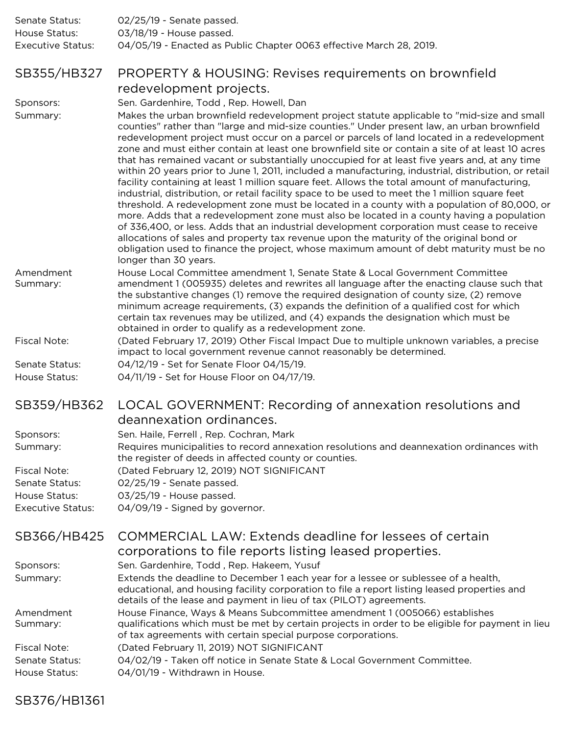Senate Status: 02/25/19 - Senate passed.
House Status: 03/18/19 - House passed.
Executive Status: 04/05/19 - Enacted as Public Chapter 0063 effective March 28, 2019.

## SB355/HB327 PROPERTY & HOUSING: Revises requirements on brownfield redevelopment projects.

Sponsors: Sen. Gardenhire, Todd , Rep. Howell, Dan

Summary: Makes the urban brownfield redevelopment project statute applicable to "mid-size and small counties" rather than "large and mid-size counties." Under present law, an urban brownfield redevelopment project must occur on a parcel or parcels of land located in a redevelopment zone and must either contain at least one brownfield site or contain a site of at least 10 acres that has remained vacant or substantially unoccupied for at least five years and, at any time within 20 years prior to June 1, 2011, included a manufacturing, industrial, distribution, or retail facility containing at least 1 million square feet. Allows the total amount of manufacturing, industrial, distribution, or retail facility space to be used to meet the 1 million square feet threshold. A redevelopment zone must be located in a county with a population of 80,000, or more. Adds that a redevelopment zone must also be located in a county having a population of 336,400, or less. Adds that an industrial development corporation must cease to receive allocations of sales and property tax revenue upon the maturity of the original bond or obligation used to finance the project, whose maximum amount of debt maturity must be no longer than 30 years.

Amendment Summary: House Local Committee amendment 1, Senate State & Local Government Committee amendment 1 (005935) deletes and rewrites all language after the enacting clause such that the substantive changes (1) remove the required designation of county size, (2) remove minimum acreage requirements, (3) expands the definition of a qualified cost for which certain tax revenues may be utilized, and (4) expands the designation which must be obtained in order to qualify as a redevelopment zone.

Fiscal Note: (Dated February 17, 2019) Other Fiscal Impact Due to multiple unknown variables, a precise impact to local government revenue cannot reasonably be determined.

Senate Status: 04/12/19 - Set for Senate Floor 04/15/19.
House Status: 04/11/19 - Set for House Floor on 04/17/19.

## SB359/HB362 LOCAL GOVERNMENT: Recording of annexation resolutions and deannexation ordinances.

Sponsors: Sen. Haile, Ferrell , Rep. Cochran, Mark

Summary: Requires municipalities to record annexation resolutions and deannexation ordinances with the register of deeds in affected county or counties.

Fiscal Note: (Dated February 12, 2019) NOT SIGNIFICANT
Senate Status: 02/25/19 - Senate passed.
House Status: 03/25/19 - House passed.
Executive Status: 04/09/19 - Signed by governor.

## SB366/HB425 COMMERCIAL LAW: Extends deadline for lessees of certain corporations to file reports listing leased properties.

Sponsors: Sen. Gardenhire, Todd , Rep. Hakeem, Yusuf

Summary: Extends the deadline to December 1 each year for a lessee or sublessee of a health, educational, and housing facility corporation to file a report listing leased properties and details of the lease and payment in lieu of tax (PILOT) agreements.

Amendment Summary: House Finance, Ways & Means Subcommittee amendment 1 (005066) establishes qualifications which must be met by certain projects in order to be eligible for payment in lieu of tax agreements with certain special purpose corporations.

Fiscal Note: (Dated February 11, 2019) NOT SIGNIFICANT
Senate Status: 04/02/19 - Taken off notice in Senate State & Local Government Committee.
House Status: 04/01/19 - Withdrawn in House.

## SB376/HB1361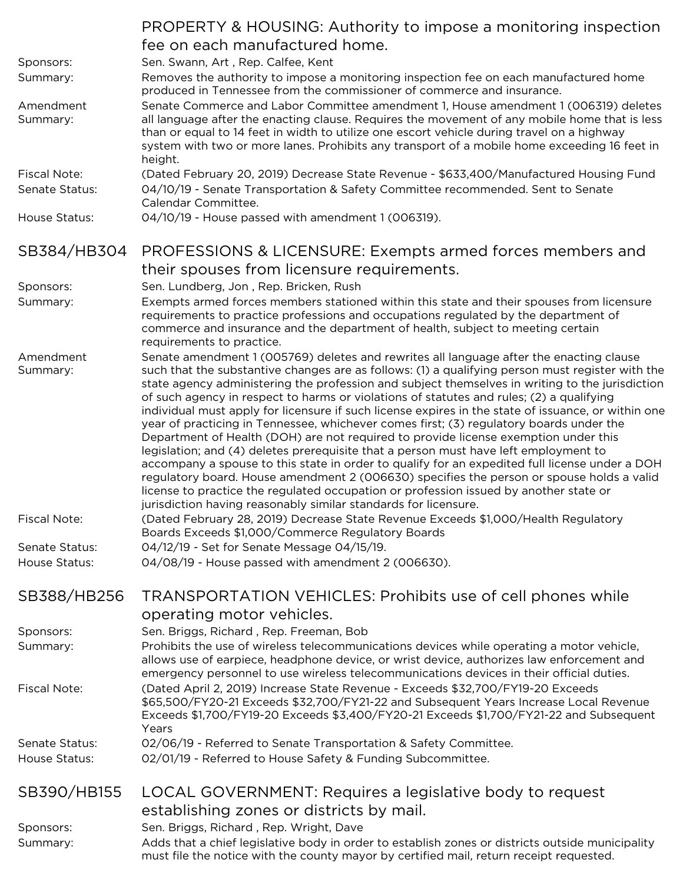## PROPERTY & HOUSING: Authority to impose a monitoring inspection fee on each manufactured home.

**Sponsors:** Sen. Swann, Art , Rep. Calfee, Kent

**Summary:** Removes the authority to impose a monitoring inspection fee on each manufactured home produced in Tennessee from the commissioner of commerce and insurance.

**Amendment Summary:** Senate Commerce and Labor Committee amendment 1, House amendment 1 (006319) deletes all language after the enacting clause. Requires the movement of any mobile home that is less than or equal to 14 feet in width to utilize one escort vehicle during travel on a highway system with two or more lanes. Prohibits any transport of a mobile home exceeding 16 feet in height.

**Fiscal Note:** (Dated February 20, 2019) Decrease State Revenue - $633,400/Manufactured Housing Fund

**Senate Status:** 04/10/19 - Senate Transportation & Safety Committee recommended. Sent to Senate Calendar Committee.

**House Status:** 04/10/19 - House passed with amendment 1 (006319).

## SB384/HB304 PROFESSIONS & LICENSURE: Exempts armed forces members and their spouses from licensure requirements.

**Sponsors:** Sen. Lundberg, Jon , Rep. Bricken, Rush

**Summary:** Exempts armed forces members stationed within this state and their spouses from licensure requirements to practice professions and occupations regulated by the department of commerce and insurance and the department of health, subject to meeting certain requirements to practice.

**Amendment Summary:** Senate amendment 1 (005769) deletes and rewrites all language after the enacting clause such that the substantive changes are as follows: (1) a qualifying person must register with the state agency administering the profession and subject themselves in writing to the jurisdiction of such agency in respect to harms or violations of statutes and rules; (2) a qualifying individual must apply for licensure if such license expires in the state of issuance, or within one year of practicing in Tennessee, whichever comes first; (3) regulatory boards under the Department of Health (DOH) are not required to provide license exemption under this legislation; and (4) deletes prerequisite that a person must have left employment to accompany a spouse to this state in order to qualify for an expedited full license under a DOH regulatory board. House amendment 2 (006630) specifies the person or spouse holds a valid license to practice the regulated occupation or profession issued by another state or jurisdiction having reasonably similar standards for licensure.

**Fiscal Note:** (Dated February 28, 2019) Decrease State Revenue Exceeds $1,000/Health Regulatory Boards Exceeds $1,000/Commerce Regulatory Boards

**Senate Status:** 04/12/19 - Set for Senate Message 04/15/19.

**House Status:** 04/08/19 - House passed with amendment 2 (006630).

## SB388/HB256 TRANSPORTATION VEHICLES: Prohibits use of cell phones while operating motor vehicles.

**Sponsors:** Sen. Briggs, Richard , Rep. Freeman, Bob

**Summary:** Prohibits the use of wireless telecommunications devices while operating a motor vehicle, allows use of earpiece, headphone device, or wrist device, authorizes law enforcement and emergency personnel to use wireless telecommunications devices in their official duties.

**Fiscal Note:** (Dated April 2, 2019) Increase State Revenue - Exceeds $32,700/FY19-20 Exceeds $65,500/FY20-21 Exceeds $32,700/FY21-22 and Subsequent Years Increase Local Revenue Exceeds $1,700/FY19-20 Exceeds $3,400/FY20-21 Exceeds $1,700/FY21-22 and Subsequent Years

**Senate Status:** 02/06/19 - Referred to Senate Transportation & Safety Committee.

**House Status:** 02/01/19 - Referred to House Safety & Funding Subcommittee.

## SB390/HB155 LOCAL GOVERNMENT: Requires a legislative body to request establishing zones or districts by mail.

**Sponsors:** Sen. Briggs, Richard , Rep. Wright, Dave

**Summary:** Adds that a chief legislative body in order to establish zones or districts outside municipality must file the notice with the county mayor by certified mail, return receipt requested.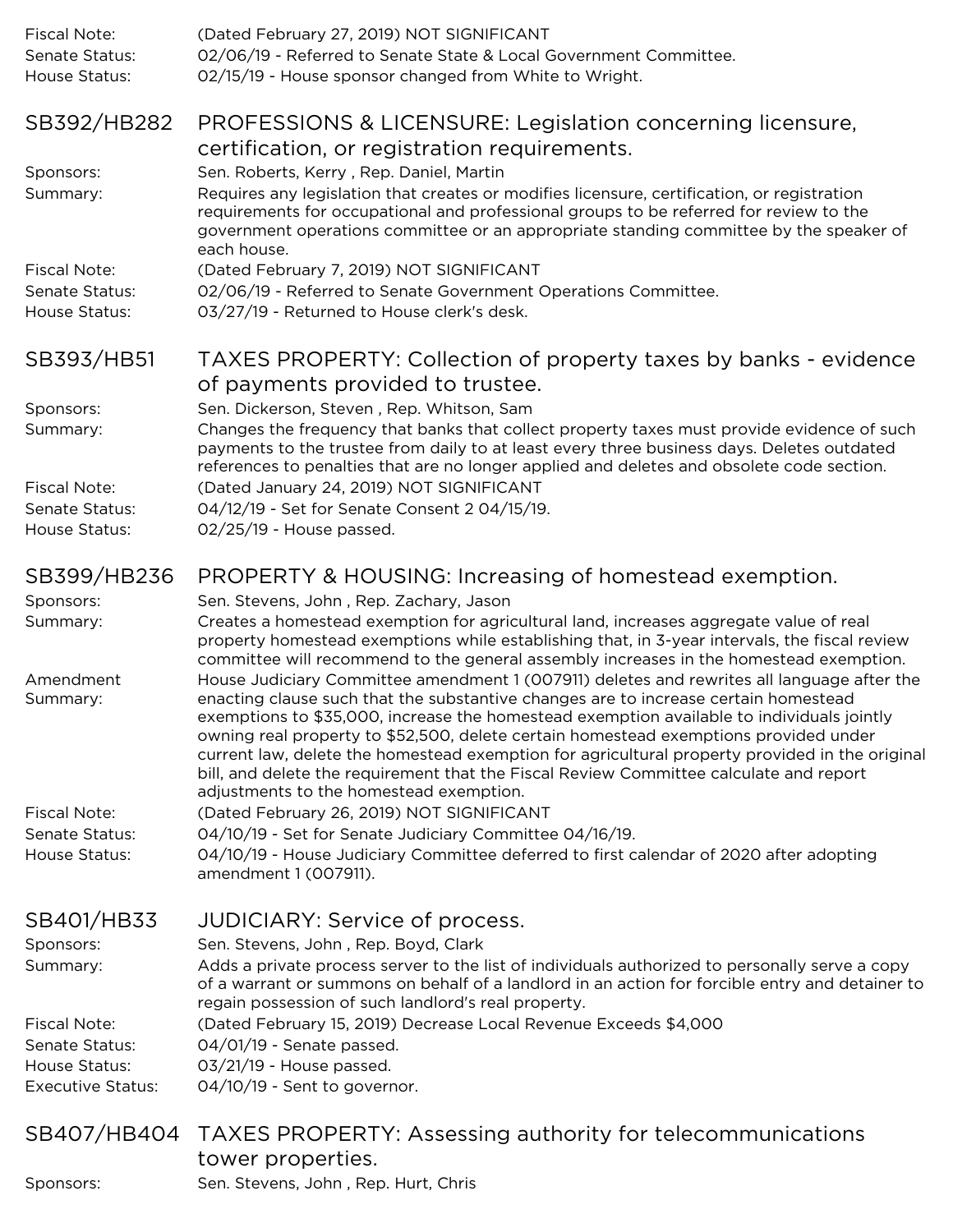Fiscal Note: (Dated February 27, 2019) NOT SIGNIFICANT
Senate Status: 02/06/19 - Referred to Senate State & Local Government Committee.
House Status: 02/15/19 - House sponsor changed from White to Wright.

## SB392/HB282 PROFESSIONS & LICENSURE: Legislation concerning licensure, certification, or registration requirements.

Sponsors: Sen. Roberts, Kerry , Rep. Daniel, Martin
Summary: Requires any legislation that creates or modifies licensure, certification, or registration requirements for occupational and professional groups to be referred for review to the government operations committee or an appropriate standing committee by the speaker of each house.
Fiscal Note: (Dated February 7, 2019) NOT SIGNIFICANT
Senate Status: 02/06/19 - Referred to Senate Government Operations Committee.
House Status: 03/27/19 - Returned to House clerk's desk.

## SB393/HB51 TAXES PROPERTY: Collection of property taxes by banks - evidence of payments provided to trustee.

Sponsors: Sen. Dickerson, Steven , Rep. Whitson, Sam
Summary: Changes the frequency that banks that collect property taxes must provide evidence of such payments to the trustee from daily to at least every three business days. Deletes outdated references to penalties that are no longer applied and deletes and obsolete code section.
Fiscal Note: (Dated January 24, 2019) NOT SIGNIFICANT
Senate Status: 04/12/19 - Set for Senate Consent 2 04/15/19.
House Status: 02/25/19 - House passed.

## SB399/HB236 PROPERTY & HOUSING: Increasing of homestead exemption.

Sponsors: Sen. Stevens, John , Rep. Zachary, Jason
Summary: Creates a homestead exemption for agricultural land, increases aggregate value of real property homestead exemptions while establishing that, in 3-year intervals, the fiscal review committee will recommend to the general assembly increases in the homestead exemption.
Amendment Summary: House Judiciary Committee amendment 1 (007911) deletes and rewrites all language after the enacting clause such that the substantive changes are to increase certain homestead exemptions to $35,000, increase the homestead exemption available to individuals jointly owning real property to $52,500, delete certain homestead exemptions provided under current law, delete the homestead exemption for agricultural property provided in the original bill, and delete the requirement that the Fiscal Review Committee calculate and report adjustments to the homestead exemption.
Fiscal Note: (Dated February 26, 2019) NOT SIGNIFICANT
Senate Status: 04/10/19 - Set for Senate Judiciary Committee 04/16/19.
House Status: 04/10/19 - House Judiciary Committee deferred to first calendar of 2020 after adopting amendment 1 (007911).

## SB401/HB33 JUDICIARY: Service of process.

Sponsors: Sen. Stevens, John , Rep. Boyd, Clark
Summary: Adds a private process server to the list of individuals authorized to personally serve a copy of a warrant or summons on behalf of a landlord in an action for forcible entry and detainer to regain possession of such landlord's real property.
Fiscal Note: (Dated February 15, 2019) Decrease Local Revenue Exceeds $4,000
Senate Status: 04/01/19 - Senate passed.
House Status: 03/21/19 - House passed.
Executive Status: 04/10/19 - Sent to governor.

## SB407/HB404 TAXES PROPERTY: Assessing authority for telecommunications tower properties.

Sponsors: Sen. Stevens, John , Rep. Hurt, Chris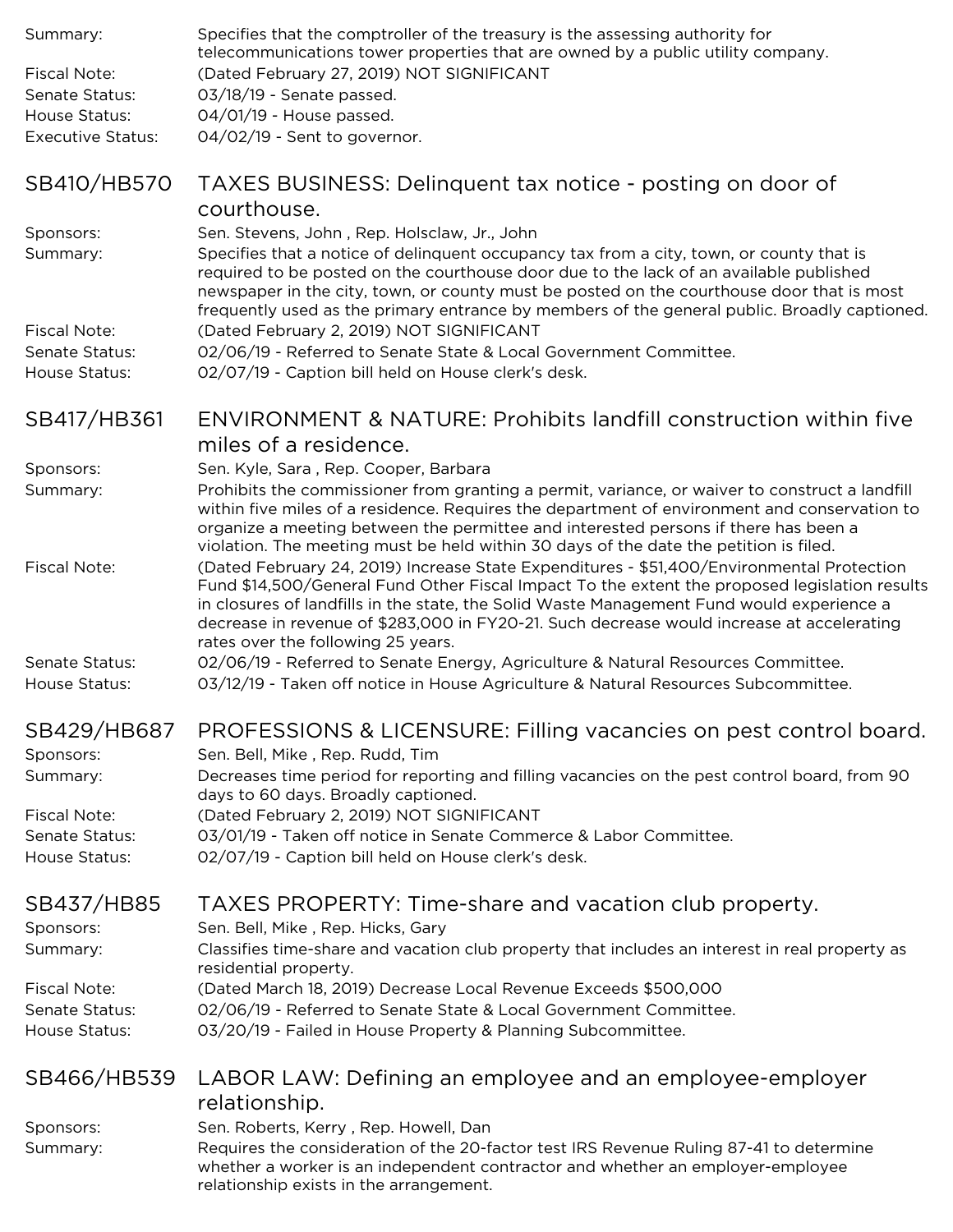| | |
|---|---|
| Summary: | Specifies that the comptroller of the treasury is the assessing authority for telecommunications tower properties that are owned by a public utility company. |
| Fiscal Note: | (Dated February 27, 2019) NOT SIGNIFICANT |
| Senate Status: | 03/18/19 - Senate passed. |
| House Status: | 04/01/19 - House passed. |
| Executive Status: | 04/02/19 - Sent to governor. |

## SB410/HB570 TAXES BUSINESS: Delinquent tax notice - posting on door of courthouse.

| | |
|---|---|
| Sponsors: | Sen. Stevens, John , Rep. Holsclaw, Jr., John |
| Summary: | Specifies that a notice of delinquent occupancy tax from a city, town, or county that is required to be posted on the courthouse door due to the lack of an available published newspaper in the city, town, or county must be posted on the courthouse door that is most frequently used as the primary entrance by members of the general public. Broadly captioned. |
| Fiscal Note: | (Dated February 2, 2019) NOT SIGNIFICANT |
| Senate Status: | 02/06/19 - Referred to Senate State & Local Government Committee. |
| House Status: | 02/07/19 - Caption bill held on House clerk's desk. |

## SB417/HB361 ENVIRONMENT & NATURE: Prohibits landfill construction within five miles of a residence.

| | |
|---|---|
| Sponsors: | Sen. Kyle, Sara , Rep. Cooper, Barbara |
| Summary: | Prohibits the commissioner from granting a permit, variance, or waiver to construct a landfill within five miles of a residence. Requires the department of environment and conservation to organize a meeting between the permittee and interested persons if there has been a violation. The meeting must be held within 30 days of the date the petition is filed. |
| Fiscal Note: | (Dated February 24, 2019) Increase State Expenditures - $51,400/Environmental Protection Fund $14,500/General Fund Other Fiscal Impact To the extent the proposed legislation results in closures of landfills in the state, the Solid Waste Management Fund would experience a decrease in revenue of $283,000 in FY20-21. Such decrease would increase at accelerating rates over the following 25 years. |
| Senate Status: | 02/06/19 - Referred to Senate Energy, Agriculture & Natural Resources Committee. |
| House Status: | 03/12/19 - Taken off notice in House Agriculture & Natural Resources Subcommittee. |

## SB429/HB687 PROFESSIONS & LICENSURE: Filling vacancies on pest control board.

| | |
|---|---|
| Sponsors: | Sen. Bell, Mike , Rep. Rudd, Tim |
| Summary: | Decreases time period for reporting and filling vacancies on the pest control board, from 90 days to 60 days. Broadly captioned. |
| Fiscal Note: | (Dated February 2, 2019) NOT SIGNIFICANT |
| Senate Status: | 03/01/19 - Taken off notice in Senate Commerce & Labor Committee. |
| House Status: | 02/07/19 - Caption bill held on House clerk's desk. |

## SB437/HB85 TAXES PROPERTY: Time-share and vacation club property.

| | |
|---|---|
| Sponsors: | Sen. Bell, Mike , Rep. Hicks, Gary |
| Summary: | Classifies time-share and vacation club property that includes an interest in real property as residential property. |
| Fiscal Note: | (Dated March 18, 2019) Decrease Local Revenue Exceeds $500,000 |
| Senate Status: | 02/06/19 - Referred to Senate State & Local Government Committee. |
| House Status: | 03/20/19 - Failed in House Property & Planning Subcommittee. |

## SB466/HB539 LABOR LAW: Defining an employee and an employee-employer relationship.

| | |
|---|---|
| Sponsors: | Sen. Roberts, Kerry , Rep. Howell, Dan |
| Summary: | Requires the consideration of the 20-factor test IRS Revenue Ruling 87-41 to determine whether a worker is an independent contractor and whether an employer-employee relationship exists in the arrangement. |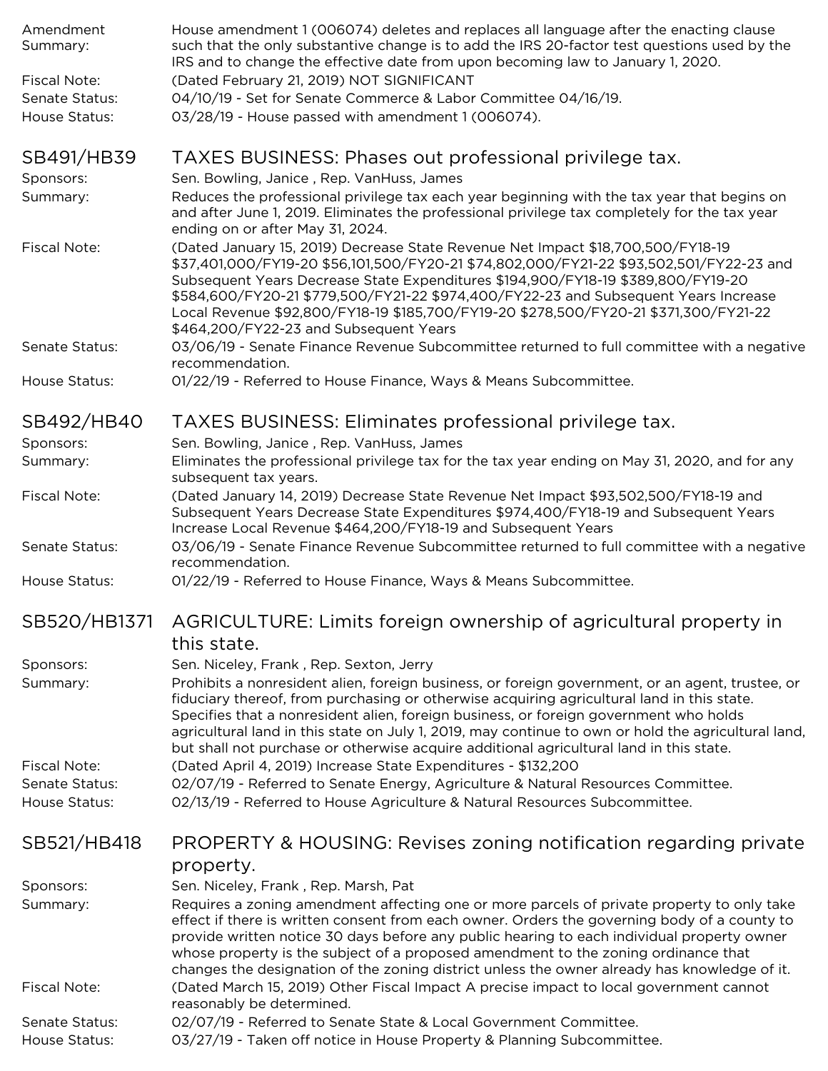Amendment Summary: House amendment 1 (006074) deletes and replaces all language after the enacting clause such that the only substantive change is to add the IRS 20-factor test questions used by the IRS and to change the effective date from upon becoming law to January 1, 2020.

Fiscal Note: (Dated February 21, 2019) NOT SIGNIFICANT

Senate Status: 04/10/19 - Set for Senate Commerce & Labor Committee 04/16/19.

House Status: 03/28/19 - House passed with amendment 1 (006074).

## SB491/HB39 TAXES BUSINESS: Phases out professional privilege tax.

Sponsors: Sen. Bowling, Janice , Rep. VanHuss, James

Summary: Reduces the professional privilege tax each year beginning with the tax year that begins on and after June 1, 2019. Eliminates the professional privilege tax completely for the tax year ending on or after May 31, 2024.

Fiscal Note: (Dated January 15, 2019) Decrease State Revenue Net Impact $18,700,500/FY18-19 $37,401,000/FY19-20 $56,101,500/FY20-21 $74,802,000/FY21-22 $93,502,501/FY22-23 and Subsequent Years Decrease State Expenditures $194,900/FY18-19 $389,800/FY19-20 $584,600/FY20-21 $779,500/FY21-22 $974,400/FY22-23 and Subsequent Years Increase Local Revenue $92,800/FY18-19 $185,700/FY19-20 $278,500/FY20-21 $371,300/FY21-22 $464,200/FY22-23 and Subsequent Years

Senate Status: 03/06/19 - Senate Finance Revenue Subcommittee returned to full committee with a negative recommendation.

House Status: 01/22/19 - Referred to House Finance, Ways & Means Subcommittee.

## SB492/HB40 TAXES BUSINESS: Eliminates professional privilege tax.

Sponsors: Sen. Bowling, Janice , Rep. VanHuss, James

Summary: Eliminates the professional privilege tax for the tax year ending on May 31, 2020, and for any subsequent tax years.

Fiscal Note: (Dated January 14, 2019) Decrease State Revenue Net Impact $93,502,500/FY18-19 and Subsequent Years Decrease State Expenditures $974,400/FY18-19 and Subsequent Years Increase Local Revenue $464,200/FY18-19 and Subsequent Years

Senate Status: 03/06/19 - Senate Finance Revenue Subcommittee returned to full committee with a negative recommendation.

House Status: 01/22/19 - Referred to House Finance, Ways & Means Subcommittee.

## SB520/HB1371 AGRICULTURE: Limits foreign ownership of agricultural property in this state.

Sponsors: Sen. Niceley, Frank , Rep. Sexton, Jerry

Summary: Prohibits a nonresident alien, foreign business, or foreign government, or an agent, trustee, or fiduciary thereof, from purchasing or otherwise acquiring agricultural land in this state. Specifies that a nonresident alien, foreign business, or foreign government who holds agricultural land in this state on July 1, 2019, may continue to own or hold the agricultural land, but shall not purchase or otherwise acquire additional agricultural land in this state.

Fiscal Note: (Dated April 4, 2019) Increase State Expenditures - $132,200

Senate Status: 02/07/19 - Referred to Senate Energy, Agriculture & Natural Resources Committee.

House Status: 02/13/19 - Referred to House Agriculture & Natural Resources Subcommittee.

## SB521/HB418 PROPERTY & HOUSING: Revises zoning notification regarding private property.

Sponsors: Sen. Niceley, Frank , Rep. Marsh, Pat

Summary: Requires a zoning amendment affecting one or more parcels of private property to only take effect if there is written consent from each owner. Orders the governing body of a county to provide written notice 30 days before any public hearing to each individual property owner whose property is the subject of a proposed amendment to the zoning ordinance that changes the designation of the zoning district unless the owner already has knowledge of it.

Fiscal Note: (Dated March 15, 2019) Other Fiscal Impact A precise impact to local government cannot reasonably be determined.

Senate Status: 02/07/19 - Referred to Senate State & Local Government Committee.

House Status: 03/27/19 - Taken off notice in House Property & Planning Subcommittee.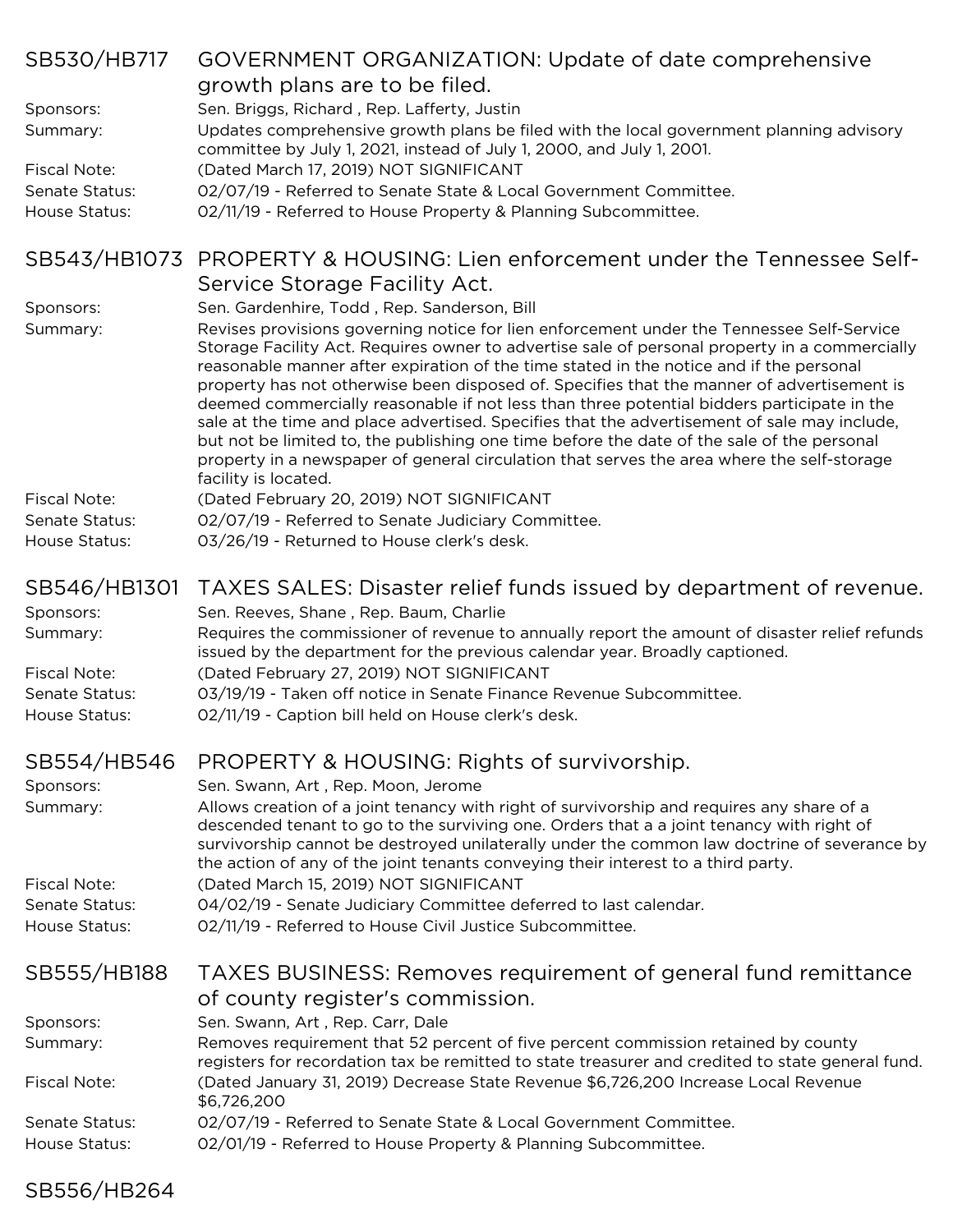## SB530/HB717 GOVERNMENT ORGANIZATION: Update of date comprehensive growth plans are to be filed.

Sponsors: Sen. Briggs, Richard , Rep. Lafferty, Justin

Summary: Updates comprehensive growth plans be filed with the local government planning advisory committee by July 1, 2021, instead of July 1, 2000, and July 1, 2001.

Fiscal Note: (Dated March 17, 2019) NOT SIGNIFICANT

Senate Status: 02/07/19 - Referred to Senate State & Local Government Committee.

House Status: 02/11/19 - Referred to House Property & Planning Subcommittee.

## SB543/HB1073 PROPERTY & HOUSING: Lien enforcement under the Tennessee Self-Service Storage Facility Act.

Sponsors: Sen. Gardenhire, Todd , Rep. Sanderson, Bill

Summary: Revises provisions governing notice for lien enforcement under the Tennessee Self-Service Storage Facility Act. Requires owner to advertise sale of personal property in a commercially reasonable manner after expiration of the time stated in the notice and if the personal property has not otherwise been disposed of. Specifies that the manner of advertisement is deemed commercially reasonable if not less than three potential bidders participate in the sale at the time and place advertised. Specifies that the advertisement of sale may include, but not be limited to, the publishing one time before the date of the sale of the personal property in a newspaper of general circulation that serves the area where the self-storage facility is located.

Fiscal Note: (Dated February 20, 2019) NOT SIGNIFICANT

Senate Status: 02/07/19 - Referred to Senate Judiciary Committee.

House Status: 03/26/19 - Returned to House clerk's desk.

## SB546/HB1301 TAXES SALES: Disaster relief funds issued by department of revenue.

Sponsors: Sen. Reeves, Shane , Rep. Baum, Charlie

Summary: Requires the commissioner of revenue to annually report the amount of disaster relief refunds issued by the department for the previous calendar year. Broadly captioned.

Fiscal Note: (Dated February 27, 2019) NOT SIGNIFICANT

Senate Status: 03/19/19 - Taken off notice in Senate Finance Revenue Subcommittee.

House Status: 02/11/19 - Caption bill held on House clerk's desk.

## SB554/HB546 PROPERTY & HOUSING: Rights of survivorship.

Sponsors: Sen. Swann, Art , Rep. Moon, Jerome

Summary: Allows creation of a joint tenancy with right of survivorship and requires any share of a descended tenant to go to the surviving one. Orders that a a joint tenancy with right of survivorship cannot be destroyed unilaterally under the common law doctrine of severance by the action of any of the joint tenants conveying their interest to a third party.

Fiscal Note: (Dated March 15, 2019) NOT SIGNIFICANT

Senate Status: 04/02/19 - Senate Judiciary Committee deferred to last calendar.

House Status: 02/11/19 - Referred to House Civil Justice Subcommittee.

## SB555/HB188 TAXES BUSINESS: Removes requirement of general fund remittance of county register's commission.

Sponsors: Sen. Swann, Art , Rep. Carr, Dale

Summary: Removes requirement that 52 percent of five percent commission retained by county registers for recordation tax be remitted to state treasurer and credited to state general fund.

Fiscal Note: (Dated January 31, 2019) Decrease State Revenue $6,726,200 Increase Local Revenue $6,726,200

Senate Status: 02/07/19 - Referred to Senate State & Local Government Committee.

House Status: 02/01/19 - Referred to House Property & Planning Subcommittee.

## SB556/HB264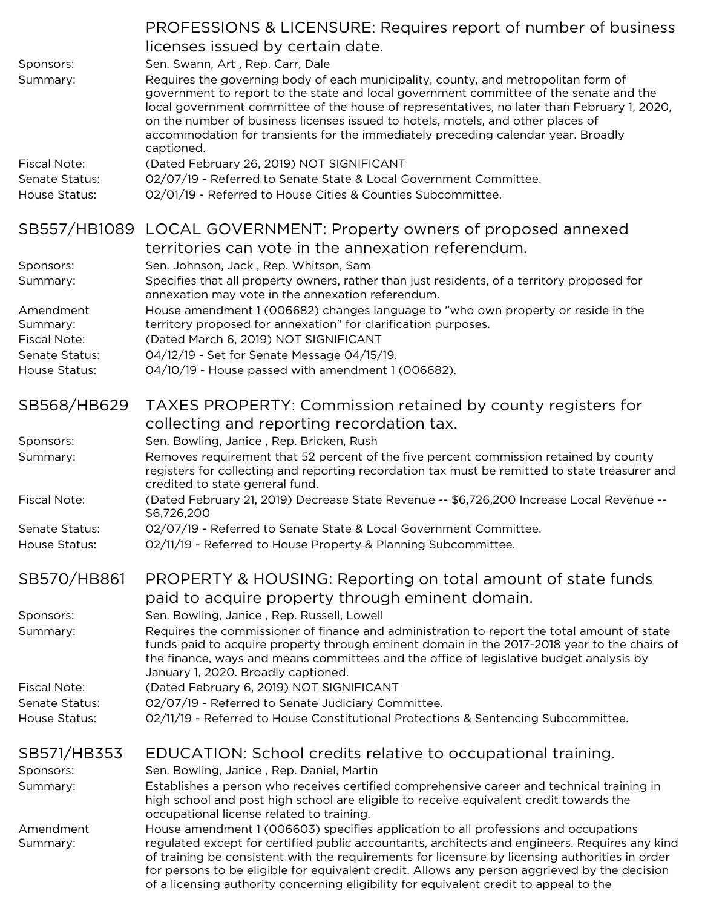## PROFESSIONS & LICENSURE: Requires report of number of business licenses issued by certain date.

Sponsors: Sen. Swann, Art , Rep. Carr, Dale

Summary: Requires the governing body of each municipality, county, and metropolitan form of government to report to the state and local government committee of the senate and the local government committee of the house of representatives, no later than February 1, 2020, on the number of business licenses issued to hotels, motels, and other places of accommodation for transients for the immediately preceding calendar year. Broadly captioned.

Fiscal Note: (Dated February 26, 2019) NOT SIGNIFICANT

Senate Status: 02/07/19 - Referred to Senate State & Local Government Committee.

House Status: 02/01/19 - Referred to House Cities & Counties Subcommittee.

## SB557/HB1089 LOCAL GOVERNMENT: Property owners of proposed annexed territories can vote in the annexation referendum.

Sponsors: Sen. Johnson, Jack , Rep. Whitson, Sam

Summary: Specifies that all property owners, rather than just residents, of a territory proposed for annexation may vote in the annexation referendum.

Amendment Summary: House amendment 1 (006682) changes language to "who own property or reside in the territory proposed for annexation" for clarification purposes.

Fiscal Note: (Dated March 6, 2019) NOT SIGNIFICANT

Senate Status: 04/12/19 - Set for Senate Message 04/15/19.

House Status: 04/10/19 - House passed with amendment 1 (006682).

## SB568/HB629 TAXES PROPERTY: Commission retained by county registers for collecting and reporting recordation tax.

Sponsors: Sen. Bowling, Janice , Rep. Bricken, Rush

Summary: Removes requirement that 52 percent of the five percent commission retained by county registers for collecting and reporting recordation tax must be remitted to state treasurer and credited to state general fund.

Fiscal Note: (Dated February 21, 2019) Decrease State Revenue -- $6,726,200 Increase Local Revenue -- $6,726,200

Senate Status: 02/07/19 - Referred to Senate State & Local Government Committee.

House Status: 02/11/19 - Referred to House Property & Planning Subcommittee.

## SB570/HB861 PROPERTY & HOUSING: Reporting on total amount of state funds paid to acquire property through eminent domain.

Sponsors: Sen. Bowling, Janice , Rep. Russell, Lowell

Summary: Requires the commissioner of finance and administration to report the total amount of state funds paid to acquire property through eminent domain in the 2017-2018 year to the chairs of the finance, ways and means committees and the office of legislative budget analysis by January 1, 2020. Broadly captioned.

Fiscal Note: (Dated February 6, 2019) NOT SIGNIFICANT

Senate Status: 02/07/19 - Referred to Senate Judiciary Committee.

House Status: 02/11/19 - Referred to House Constitutional Protections & Sentencing Subcommittee.

## SB571/HB353 EDUCATION: School credits relative to occupational training.

Sponsors: Sen. Bowling, Janice , Rep. Daniel, Martin

Summary: Establishes a person who receives certified comprehensive career and technical training in high school and post high school are eligible to receive equivalent credit towards the occupational license related to training.

Amendment Summary: House amendment 1 (006603) specifies application to all professions and occupations regulated except for certified public accountants, architects and engineers. Requires any kind of training be consistent with the requirements for licensure by licensing authorities in order for persons to be eligible for equivalent credit. Allows any person aggrieved by the decision of a licensing authority concerning eligibility for equivalent credit to appeal to the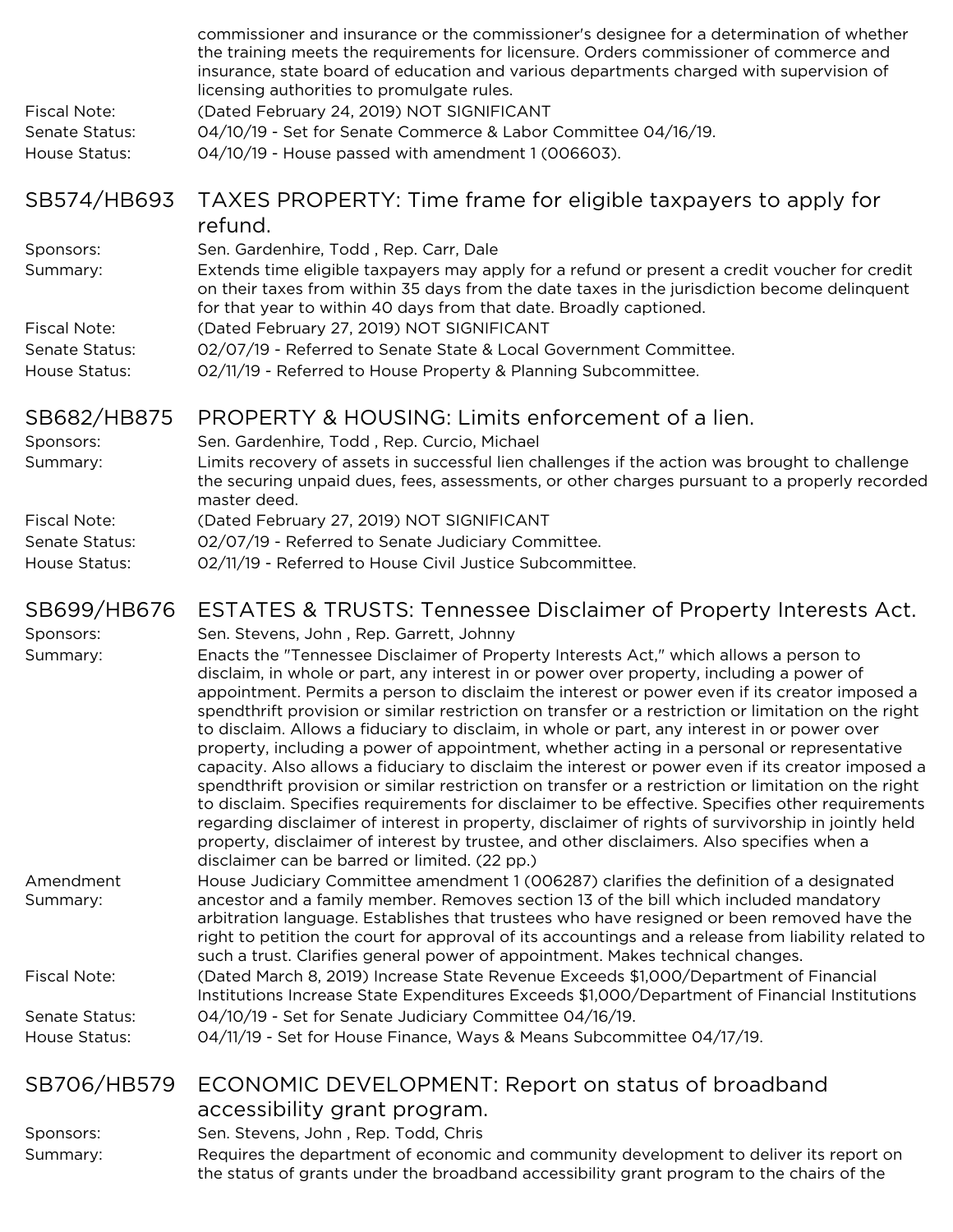commissioner and insurance or the commissioner's designee for a determination of whether the training meets the requirements for licensure. Orders commissioner of commerce and insurance, state board of education and various departments charged with supervision of licensing authorities to promulgate rules.

Fiscal Note: (Dated February 24, 2019) NOT SIGNIFICANT

Senate Status: 04/10/19 - Set for Senate Commerce & Labor Committee 04/16/19.

House Status: 04/10/19 - House passed with amendment 1 (006603).

## SB574/HB693 TAXES PROPERTY: Time frame for eligible taxpayers to apply for refund.

Sponsors: Sen. Gardenhire, Todd , Rep. Carr, Dale

Summary: Extends time eligible taxpayers may apply for a refund or present a credit voucher for credit on their taxes from within 35 days from the date taxes in the jurisdiction become delinquent for that year to within 40 days from that date. Broadly captioned.

Fiscal Note: (Dated February 27, 2019) NOT SIGNIFICANT

Senate Status: 02/07/19 - Referred to Senate State & Local Government Committee.

House Status: 02/11/19 - Referred to House Property & Planning Subcommittee.

## SB682/HB875 PROPERTY & HOUSING: Limits enforcement of a lien.

Sponsors: Sen. Gardenhire, Todd , Rep. Curcio, Michael

Summary: Limits recovery of assets in successful lien challenges if the action was brought to challenge the securing unpaid dues, fees, assessments, or other charges pursuant to a properly recorded master deed.

Fiscal Note: (Dated February 27, 2019) NOT SIGNIFICANT

Senate Status: 02/07/19 - Referred to Senate Judiciary Committee.

House Status: 02/11/19 - Referred to House Civil Justice Subcommittee.

## SB699/HB676 ESTATES & TRUSTS: Tennessee Disclaimer of Property Interests Act.

Sponsors: Sen. Stevens, John , Rep. Garrett, Johnny

Summary: Enacts the "Tennessee Disclaimer of Property Interests Act," which allows a person to disclaim, in whole or part, any interest in or power over property, including a power of appointment. Permits a person to disclaim the interest or power even if its creator imposed a spendthrift provision or similar restriction on transfer or a restriction or limitation on the right to disclaim. Allows a fiduciary to disclaim, in whole or part, any interest in or power over property, including a power of appointment, whether acting in a personal or representative capacity. Also allows a fiduciary to disclaim the interest or power even if its creator imposed a spendthrift provision or similar restriction on transfer or a restriction or limitation on the right to disclaim. Specifies requirements for disclaimer to be effective. Specifies other requirements regarding disclaimer of interest in property, disclaimer of rights of survivorship in jointly held property, disclaimer of interest by trustee, and other disclaimers. Also specifies when a disclaimer can be barred or limited. (22 pp.)

Amendment Summary: House Judiciary Committee amendment 1 (006287) clarifies the definition of a designated ancestor and a family member. Removes section 13 of the bill which included mandatory arbitration language. Establishes that trustees who have resigned or been removed have the right to petition the court for approval of its accountings and a release from liability related to such a trust. Clarifies general power of appointment. Makes technical changes.

Fiscal Note: (Dated March 8, 2019) Increase State Revenue Exceeds $1,000/Department of Financial Institutions Increase State Expenditures Exceeds $1,000/Department of Financial Institutions

Senate Status: 04/10/19 - Set for Senate Judiciary Committee 04/16/19.

House Status: 04/11/19 - Set for House Finance, Ways & Means Subcommittee 04/17/19.

## SB706/HB579 ECONOMIC DEVELOPMENT: Report on status of broadband accessibility grant program.

Sponsors: Sen. Stevens, John , Rep. Todd, Chris

Summary: Requires the department of economic and community development to deliver its report on the status of grants under the broadband accessibility grant program to the chairs of the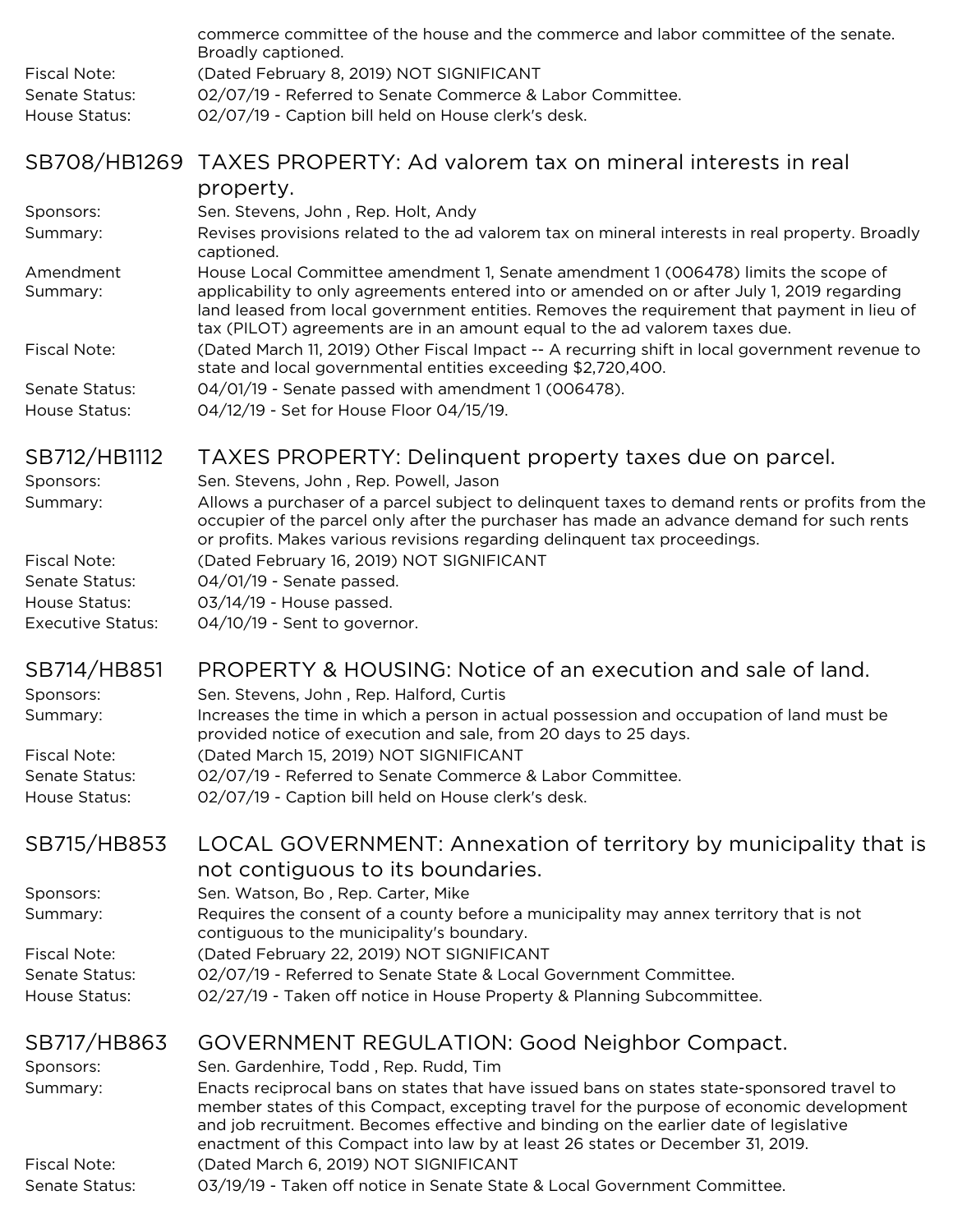commerce committee of the house and the commerce and labor committee of the senate. Broadly captioned.

Fiscal Note: (Dated February 8, 2019) NOT SIGNIFICANT

Senate Status: 02/07/19 - Referred to Senate Commerce & Labor Committee.

House Status: 02/07/19 - Caption bill held on House clerk's desk.

## SB708/HB1269 TAXES PROPERTY: Ad valorem tax on mineral interests in real property.

Sponsors: Sen. Stevens, John , Rep. Holt, Andy

Summary: Revises provisions related to the ad valorem tax on mineral interests in real property. Broadly captioned.

Amendment Summary: House Local Committee amendment 1, Senate amendment 1 (006478) limits the scope of applicability to only agreements entered into or amended on or after July 1, 2019 regarding land leased from local government entities. Removes the requirement that payment in lieu of tax (PILOT) agreements are in an amount equal to the ad valorem taxes due.

Fiscal Note: (Dated March 11, 2019) Other Fiscal Impact -- A recurring shift in local government revenue to state and local governmental entities exceeding $2,720,400.

Senate Status: 04/01/19 - Senate passed with amendment 1 (006478).

House Status: 04/12/19 - Set for House Floor 04/15/19.

## SB712/HB1112 TAXES PROPERTY: Delinquent property taxes due on parcel.

Sponsors: Sen. Stevens, John , Rep. Powell, Jason

Summary: Allows a purchaser of a parcel subject to delinquent taxes to demand rents or profits from the occupier of the parcel only after the purchaser has made an advance demand for such rents or profits. Makes various revisions regarding delinquent tax proceedings.

Fiscal Note: (Dated February 16, 2019) NOT SIGNIFICANT

Senate Status: 04/01/19 - Senate passed.

House Status: 03/14/19 - House passed.

Executive Status: 04/10/19 - Sent to governor.

## SB714/HB851 PROPERTY & HOUSING: Notice of an execution and sale of land.

Sponsors: Sen. Stevens, John , Rep. Halford, Curtis

Summary: Increases the time in which a person in actual possession and occupation of land must be provided notice of execution and sale, from 20 days to 25 days.

Fiscal Note: (Dated March 15, 2019) NOT SIGNIFICANT

Senate Status: 02/07/19 - Referred to Senate Commerce & Labor Committee.

House Status: 02/07/19 - Caption bill held on House clerk's desk.

## SB715/HB853 LOCAL GOVERNMENT: Annexation of territory by municipality that is not contiguous to its boundaries.

Sponsors: Sen. Watson, Bo , Rep. Carter, Mike

Summary: Requires the consent of a county before a municipality may annex territory that is not contiguous to the municipality's boundary.

Fiscal Note: (Dated February 22, 2019) NOT SIGNIFICANT

Senate Status: 02/07/19 - Referred to Senate State & Local Government Committee.

House Status: 02/27/19 - Taken off notice in House Property & Planning Subcommittee.

## SB717/HB863 GOVERNMENT REGULATION: Good Neighbor Compact.

Sponsors: Sen. Gardenhire, Todd , Rep. Rudd, Tim

Summary: Enacts reciprocal bans on states that have issued bans on states state-sponsored travel to member states of this Compact, excepting travel for the purpose of economic development and job recruitment. Becomes effective and binding on the earlier date of legislative enactment of this Compact into law by at least 26 states or December 31, 2019.

Fiscal Note: (Dated March 6, 2019) NOT SIGNIFICANT

Senate Status: 03/19/19 - Taken off notice in Senate State & Local Government Committee.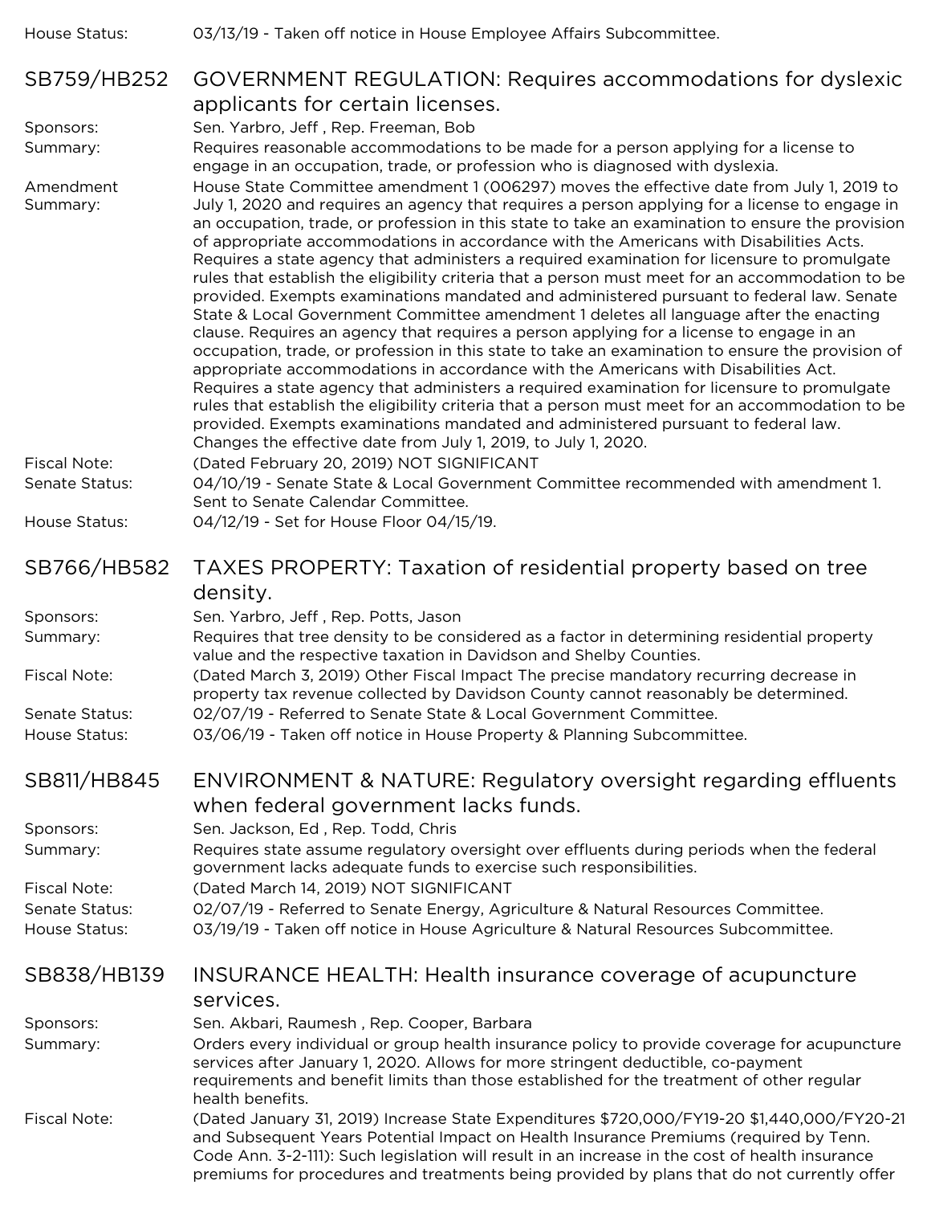House Status: 03/13/19 - Taken off notice in House Employee Affairs Subcommittee.

## SB759/HB252 GOVERNMENT REGULATION: Requires accommodations for dyslexic applicants for certain licenses.

**Sponsors:** Sen. Yarbro, Jeff , Rep. Freeman, Bob

**Summary:** Requires reasonable accommodations to be made for a person applying for a license to engage in an occupation, trade, or profession who is diagnosed with dyslexia.

**Amendment Summary:** House State Committee amendment 1 (006297) moves the effective date from July 1, 2019 to July 1, 2020 and requires an agency that requires a person applying for a license to engage in an occupation, trade, or profession in this state to take an examination to ensure the provision of appropriate accommodations in accordance with the Americans with Disabilities Acts. Requires a state agency that administers a required examination for licensure to promulgate rules that establish the eligibility criteria that a person must meet for an accommodation to be provided. Exempts examinations mandated and administered pursuant to federal law. Senate State & Local Government Committee amendment 1 deletes all language after the enacting clause. Requires an agency that requires a person applying for a license to engage in an occupation, trade, or profession in this state to take an examination to ensure the provision of appropriate accommodations in accordance with the Americans with Disabilities Act. Requires a state agency that administers a required examination for licensure to promulgate rules that establish the eligibility criteria that a person must meet for an accommodation to be provided. Exempts examinations mandated and administered pursuant to federal law. Changes the effective date from July 1, 2019, to July 1, 2020.

**Fiscal Note:** (Dated February 20, 2019) NOT SIGNIFICANT

**Senate Status:** 04/10/19 - Senate State & Local Government Committee recommended with amendment 1. Sent to Senate Calendar Committee.

**House Status:** 04/12/19 - Set for House Floor 04/15/19.

## SB766/HB582 TAXES PROPERTY: Taxation of residential property based on tree density.

**Sponsors:** Sen. Yarbro, Jeff , Rep. Potts, Jason

**Summary:** Requires that tree density to be considered as a factor in determining residential property value and the respective taxation in Davidson and Shelby Counties.

**Fiscal Note:** (Dated March 3, 2019) Other Fiscal Impact The precise mandatory recurring decrease in property tax revenue collected by Davidson County cannot reasonably be determined.

**Senate Status:** 02/07/19 - Referred to Senate State & Local Government Committee.

**House Status:** 03/06/19 - Taken off notice in House Property & Planning Subcommittee.

## SB811/HB845 ENVIRONMENT & NATURE: Regulatory oversight regarding effluents when federal government lacks funds.

**Sponsors:** Sen. Jackson, Ed , Rep. Todd, Chris

**Summary:** Requires state assume regulatory oversight over effluents during periods when the federal government lacks adequate funds to exercise such responsibilities.

**Fiscal Note:** (Dated March 14, 2019) NOT SIGNIFICANT

**Senate Status:** 02/07/19 - Referred to Senate Energy, Agriculture & Natural Resources Committee.

**House Status:** 03/19/19 - Taken off notice in House Agriculture & Natural Resources Subcommittee.

## SB838/HB139 INSURANCE HEALTH: Health insurance coverage of acupuncture services.

**Sponsors:** Sen. Akbari, Raumesh , Rep. Cooper, Barbara

**Summary:** Orders every individual or group health insurance policy to provide coverage for acupuncture services after January 1, 2020. Allows for more stringent deductible, co-payment requirements and benefit limits than those established for the treatment of other regular health benefits.

**Fiscal Note:** (Dated January 31, 2019) Increase State Expenditures $720,000/FY19-20 $1,440,000/FY20-21 and Subsequent Years Potential Impact on Health Insurance Premiums (required by Tenn. Code Ann. 3-2-111): Such legislation will result in an increase in the cost of health insurance premiums for procedures and treatments being provided by plans that do not currently offer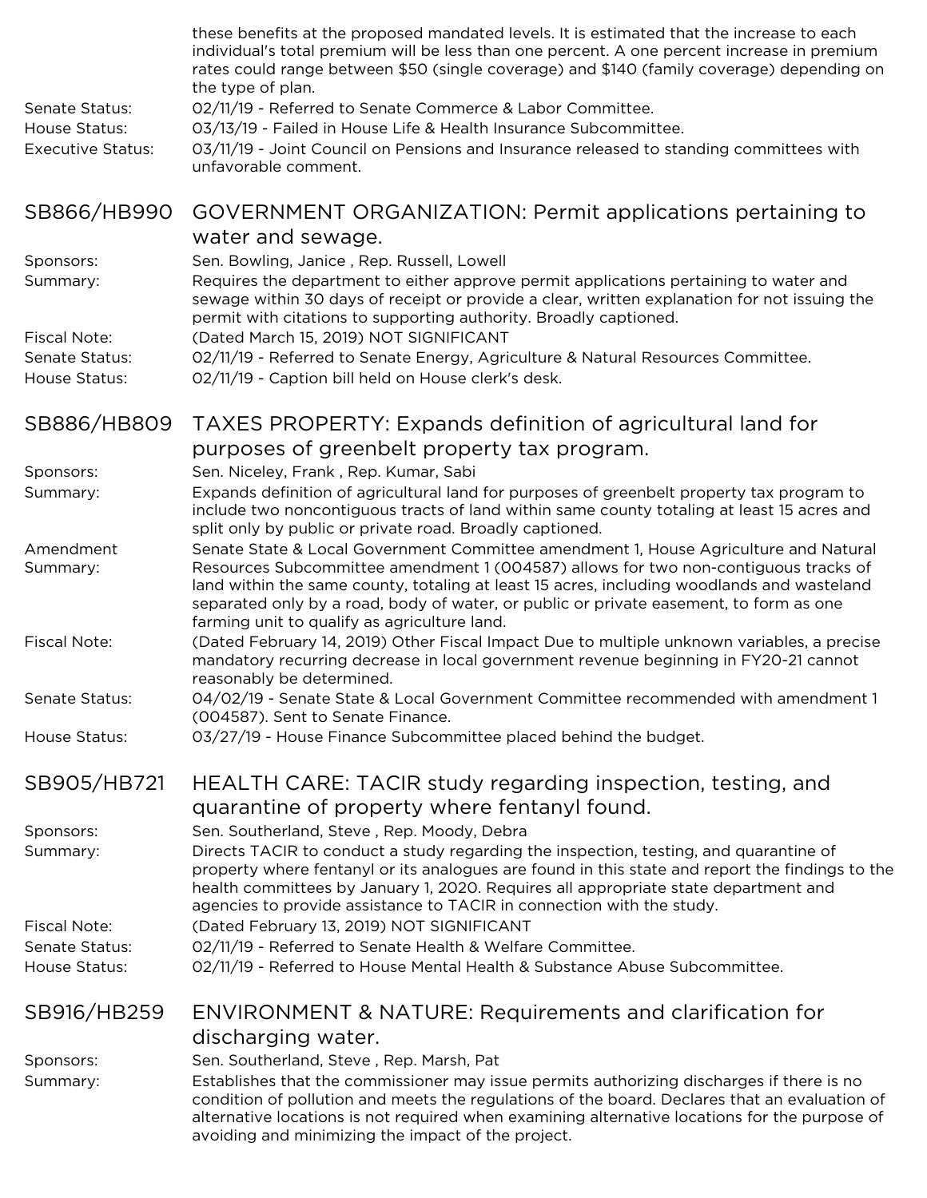these benefits at the proposed mandated levels. It is estimated that the increase to each individual's total premium will be less than one percent. A one percent increase in premium rates could range between $50 (single coverage) and $140 (family coverage) depending on the type of plan.

Senate Status: 02/11/19 - Referred to Senate Commerce & Labor Committee.

House Status: 03/13/19 - Failed in House Life & Health Insurance Subcommittee.

Executive Status: 03/11/19 - Joint Council on Pensions and Insurance released to standing committees with unfavorable comment.

## SB866/HB990 GOVERNMENT ORGANIZATION: Permit applications pertaining to water and sewage.

Sponsors: Sen. Bowling, Janice , Rep. Russell, Lowell

Summary: Requires the department to either approve permit applications pertaining to water and sewage within 30 days of receipt or provide a clear, written explanation for not issuing the permit with citations to supporting authority. Broadly captioned.

Fiscal Note: (Dated March 15, 2019) NOT SIGNIFICANT

Senate Status: 02/11/19 - Referred to Senate Energy, Agriculture & Natural Resources Committee.

House Status: 02/11/19 - Caption bill held on House clerk's desk.

## SB886/HB809 TAXES PROPERTY: Expands definition of agricultural land for purposes of greenbelt property tax program.

Sponsors: Sen. Niceley, Frank , Rep. Kumar, Sabi

Summary: Expands definition of agricultural land for purposes of greenbelt property tax program to include two noncontiguous tracts of land within same county totaling at least 15 acres and split only by public or private road. Broadly captioned.

Amendment Summary: Senate State & Local Government Committee amendment 1, House Agriculture and Natural Resources Subcommittee amendment 1 (004587) allows for two non-contiguous tracks of land within the same county, totaling at least 15 acres, including woodlands and wasteland separated only by a road, body of water, or public or private easement, to form as one farming unit to qualify as agriculture land.

Fiscal Note: (Dated February 14, 2019) Other Fiscal Impact Due to multiple unknown variables, a precise mandatory recurring decrease in local government revenue beginning in FY20-21 cannot reasonably be determined.

Senate Status: 04/02/19 - Senate State & Local Government Committee recommended with amendment 1 (004587). Sent to Senate Finance.

House Status: 03/27/19 - House Finance Subcommittee placed behind the budget.

## SB905/HB721 HEALTH CARE: TACIR study regarding inspection, testing, and quarantine of property where fentanyl found.

Sponsors: Sen. Southerland, Steve , Rep. Moody, Debra

Summary: Directs TACIR to conduct a study regarding the inspection, testing, and quarantine of property where fentanyl or its analogues are found in this state and report the findings to the health committees by January 1, 2020. Requires all appropriate state department and agencies to provide assistance to TACIR in connection with the study.

Fiscal Note: (Dated February 13, 2019) NOT SIGNIFICANT

Senate Status: 02/11/19 - Referred to Senate Health & Welfare Committee.

House Status: 02/11/19 - Referred to House Mental Health & Substance Abuse Subcommittee.

## SB916/HB259 ENVIRONMENT & NATURE: Requirements and clarification for discharging water.

Sponsors: Sen. Southerland, Steve , Rep. Marsh, Pat

Summary: Establishes that the commissioner may issue permits authorizing discharges if there is no condition of pollution and meets the regulations of the board. Declares that an evaluation of alternative locations is not required when examining alternative locations for the purpose of avoiding and minimizing the impact of the project.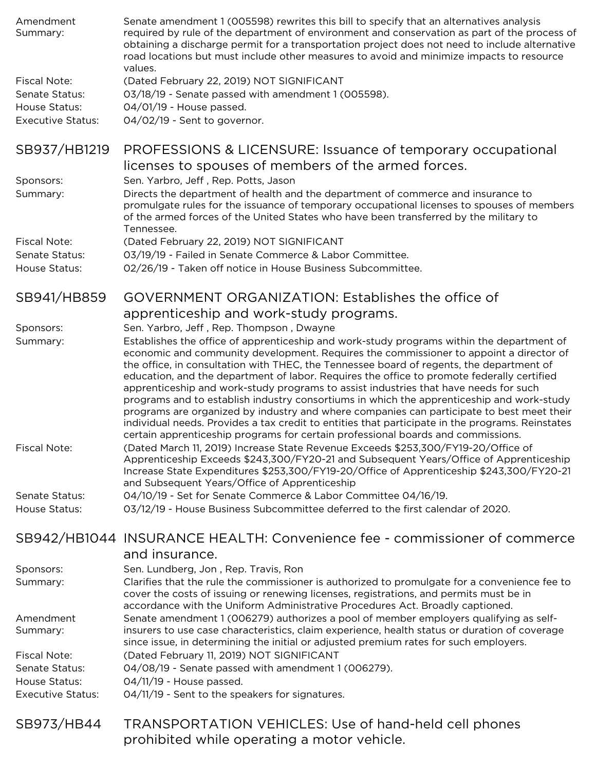**Amendment Summary:** Senate amendment 1 (005598) rewrites this bill to specify that an alternatives analysis required by rule of the department of environment and conservation as part of the process of obtaining a discharge permit for a transportation project does not need to include alternative road locations but must include other measures to avoid and minimize impacts to resource values.

**Fiscal Note:** (Dated February 22, 2019) NOT SIGNIFICANT

**Senate Status:** 03/18/19 - Senate passed with amendment 1 (005598).

**House Status:** 04/01/19 - House passed.

**Executive Status:** 04/02/19 - Sent to governor.

## SB937/HB1219 PROFESSIONS & LICENSURE: Issuance of temporary occupational licenses to spouses of members of the armed forces.

**Sponsors:** Sen. Yarbro, Jeff , Rep. Potts, Jason

**Summary:** Directs the department of health and the department of commerce and insurance to promulgate rules for the issuance of temporary occupational licenses to spouses of members of the armed forces of the United States who have been transferred by the military to Tennessee.

**Fiscal Note:** (Dated February 22, 2019) NOT SIGNIFICANT

**Senate Status:** 03/19/19 - Failed in Senate Commerce & Labor Committee.

**House Status:** 02/26/19 - Taken off notice in House Business Subcommittee.

## SB941/HB859 GOVERNMENT ORGANIZATION: Establishes the office of apprenticeship and work-study programs.

**Sponsors:** Sen. Yarbro, Jeff , Rep. Thompson , Dwayne

**Summary:** Establishes the office of apprenticeship and work-study programs within the department of economic and community development. Requires the commissioner to appoint a director of the office, in consultation with THEC, the Tennessee board of regents, the department of education, and the department of labor. Requires the office to promote federally certified apprenticeship and work-study programs to assist industries that have needs for such programs and to establish industry consortiums in which the apprenticeship and work-study programs are organized by industry and where companies can participate to best meet their individual needs. Provides a tax credit to entities that participate in the programs. Reinstates certain apprenticeship programs for certain professional boards and commissions.

**Fiscal Note:** (Dated March 11, 2019) Increase State Revenue Exceeds $253,300/FY19-20/Office of Apprenticeship Exceeds $243,300/FY20-21 and Subsequent Years/Office of Apprenticeship Increase State Expenditures $253,300/FY19-20/Office of Apprenticeship $243,300/FY20-21 and Subsequent Years/Office of Apprenticeship

**Senate Status:** 04/10/19 - Set for Senate Commerce & Labor Committee 04/16/19.

**House Status:** 03/12/19 - House Business Subcommittee deferred to the first calendar of 2020.

## SB942/HB1044 INSURANCE HEALTH: Convenience fee - commissioner of commerce and insurance.

**Sponsors:** Sen. Lundberg, Jon , Rep. Travis, Ron

**Summary:** Clarifies that the rule the commissioner is authorized to promulgate for a convenience fee to cover the costs of issuing or renewing licenses, registrations, and permits must be in accordance with the Uniform Administrative Procedures Act. Broadly captioned.

**Amendment Summary:** Senate amendment 1 (006279) authorizes a pool of member employers qualifying as self-insurers to use case characteristics, claim experience, health status or duration of coverage since issue, in determining the initial or adjusted premium rates for such employers.

**Fiscal Note:** (Dated February 11, 2019) NOT SIGNIFICANT

**Senate Status:** 04/08/19 - Senate passed with amendment 1 (006279).

**House Status:** 04/11/19 - House passed.

**Executive Status:** 04/11/19 - Sent to the speakers for signatures.

## SB973/HB44 TRANSPORTATION VEHICLES: Use of hand-held cell phones prohibited while operating a motor vehicle.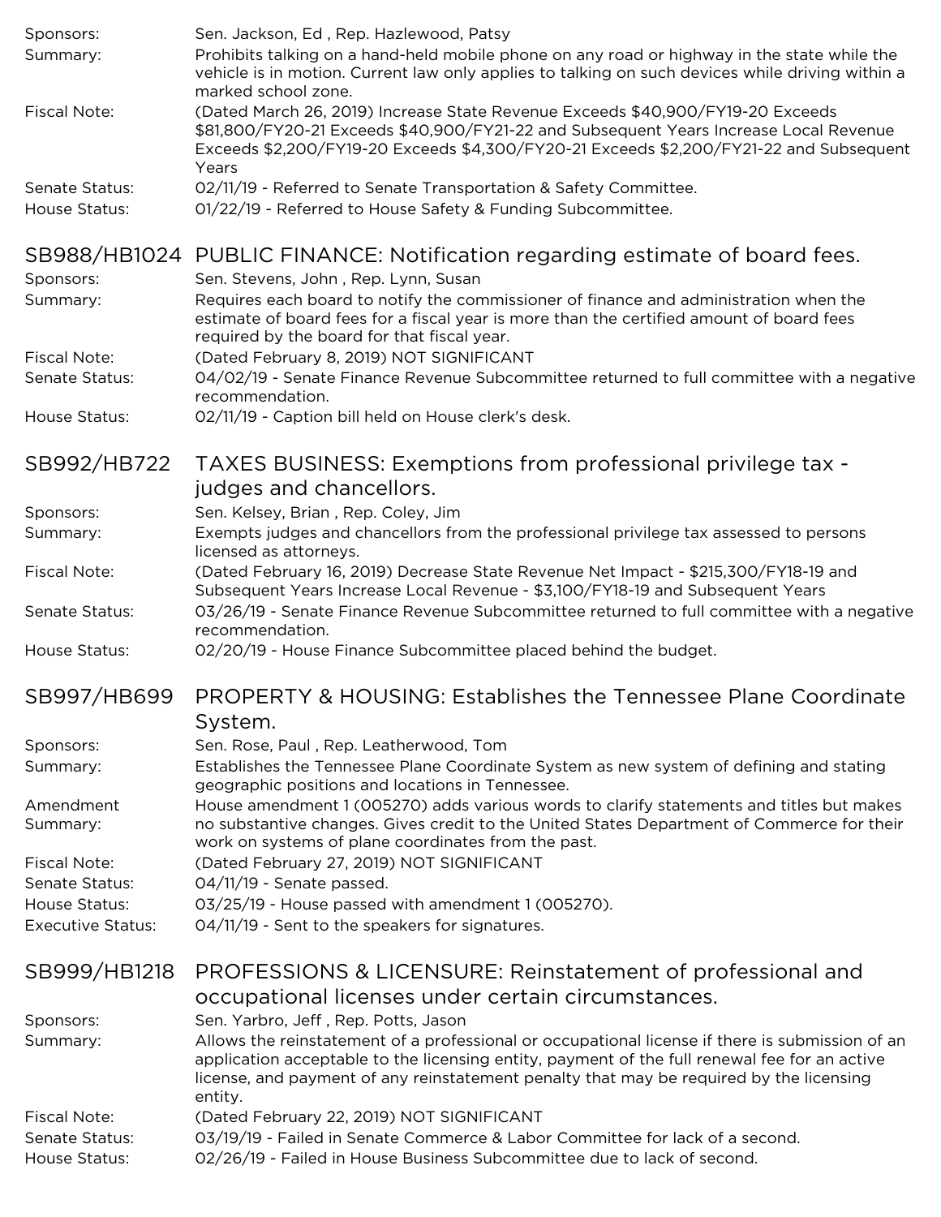| | |
|---|---|
| Sponsors: | Sen. Jackson, Ed , Rep. Hazlewood, Patsy |
| Summary: | Prohibits talking on a hand-held mobile phone on any road or highway in the state while the vehicle is in motion. Current law only applies to talking on such devices while driving within a marked school zone. |
| Fiscal Note: | (Dated March 26, 2019) Increase State Revenue Exceeds $40,900/FY19-20 Exceeds $81,800/FY20-21 Exceeds $40,900/FY21-22 and Subsequent Years Increase Local Revenue Exceeds $2,200/FY19-20 Exceeds $4,300/FY20-21 Exceeds $2,200/FY21-22 and Subsequent Years |
| Senate Status: | 02/11/19 - Referred to Senate Transportation & Safety Committee. |
| House Status: | 01/22/19 - Referred to House Safety & Funding Subcommittee. |

## SB988/HB1024 PUBLIC FINANCE: Notification regarding estimate of board fees.

| | |
|---|---|
| Sponsors: | Sen. Stevens, John , Rep. Lynn, Susan |
| Summary: | Requires each board to notify the commissioner of finance and administration when the estimate of board fees for a fiscal year is more than the certified amount of board fees required by the board for that fiscal year. |
| Fiscal Note: | (Dated February 8, 2019) NOT SIGNIFICANT |
| Senate Status: | 04/02/19 - Senate Finance Revenue Subcommittee returned to full committee with a negative recommendation. |
| House Status: | 02/11/19 - Caption bill held on House clerk's desk. |

## SB992/HB722 TAXES BUSINESS: Exemptions from professional privilege tax - judges and chancellors.

| | |
|---|---|
| Sponsors: | Sen. Kelsey, Brian , Rep. Coley, Jim |
| Summary: | Exempts judges and chancellors from the professional privilege tax assessed to persons licensed as attorneys. |
| Fiscal Note: | (Dated February 16, 2019) Decrease State Revenue Net Impact - $215,300/FY18-19 and Subsequent Years Increase Local Revenue - $3,100/FY18-19 and Subsequent Years |
| Senate Status: | 03/26/19 - Senate Finance Revenue Subcommittee returned to full committee with a negative recommendation. |
| House Status: | 02/20/19 - House Finance Subcommittee placed behind the budget. |

## SB997/HB699 PROPERTY & HOUSING: Establishes the Tennessee Plane Coordinate System.

| | |
|---|---|
| Sponsors: | Sen. Rose, Paul , Rep. Leatherwood, Tom |
| Summary: | Establishes the Tennessee Plane Coordinate System as new system of defining and stating geographic positions and locations in Tennessee. |
| Amendment Summary: | House amendment 1 (005270) adds various words to clarify statements and titles but makes no substantive changes. Gives credit to the United States Department of Commerce for their work on systems of plane coordinates from the past. |
| Fiscal Note: | (Dated February 27, 2019) NOT SIGNIFICANT |
| Senate Status: | 04/11/19 - Senate passed. |
| House Status: | 03/25/19 - House passed with amendment 1 (005270). |
| Executive Status: | 04/11/19 - Sent to the speakers for signatures. |

## SB999/HB1218 PROFESSIONS & LICENSURE: Reinstatement of professional and occupational licenses under certain circumstances.

| | |
|---|---|
| Sponsors: | Sen. Yarbro, Jeff , Rep. Potts, Jason |
| Summary: | Allows the reinstatement of a professional or occupational license if there is submission of an application acceptable to the licensing entity, payment of the full renewal fee for an active license, and payment of any reinstatement penalty that may be required by the licensing entity. |
| Fiscal Note: | (Dated February 22, 2019) NOT SIGNIFICANT |
| Senate Status: | 03/19/19 - Failed in Senate Commerce & Labor Committee for lack of a second. |
| House Status: | 02/26/19 - Failed in House Business Subcommittee due to lack of second. |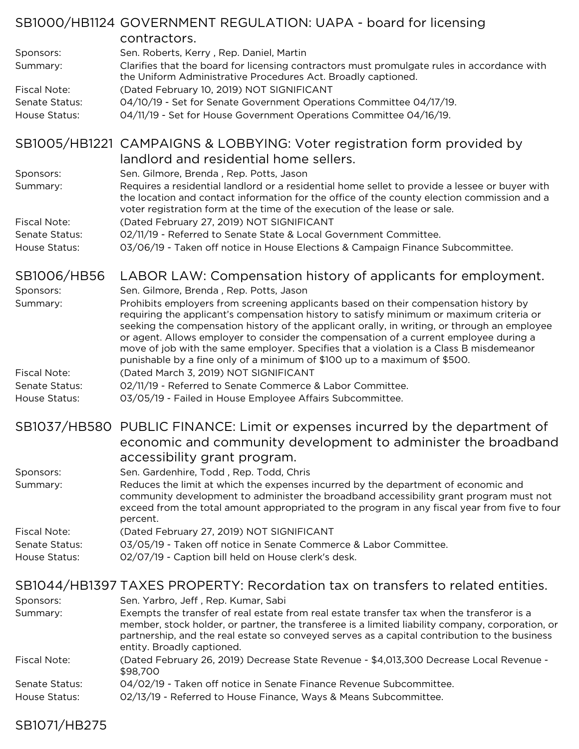## SB1000/HB1124 GOVERNMENT REGULATION: UAPA - board for licensing contractors.

Sponsors: Sen. Roberts, Kerry , Rep. Daniel, Martin

Summary: Clarifies that the board for licensing contractors must promulgate rules in accordance with the Uniform Administrative Procedures Act. Broadly captioned.

Fiscal Note: (Dated February 10, 2019) NOT SIGNIFICANT

Senate Status: 04/10/19 - Set for Senate Government Operations Committee 04/17/19.

House Status: 04/11/19 - Set for House Government Operations Committee 04/16/19.

## SB1005/HB1221 CAMPAIGNS & LOBBYING: Voter registration form provided by landlord and residential home sellers.

Sponsors: Sen. Gilmore, Brenda , Rep. Potts, Jason

Summary: Requires a residential landlord or a residential home sellet to provide a lessee or buyer with the location and contact information for the office of the county election commission and a voter registration form at the time of the execution of the lease or sale.

Fiscal Note: (Dated February 27, 2019) NOT SIGNIFICANT

Senate Status: 02/11/19 - Referred to Senate State & Local Government Committee.

House Status: 03/06/19 - Taken off notice in House Elections & Campaign Finance Subcommittee.

## SB1006/HB56 LABOR LAW: Compensation history of applicants for employment.

Sponsors: Sen. Gilmore, Brenda , Rep. Potts, Jason

Summary: Prohibits employers from screening applicants based on their compensation history by requiring the applicant's compensation history to satisfy minimum or maximum criteria or seeking the compensation history of the applicant orally, in writing, or through an employee or agent. Allows employer to consider the compensation of a current employee during a move of job with the same employer. Specifies that a violation is a Class B misdemeanor punishable by a fine only of a minimum of $100 up to a maximum of $500.

Fiscal Note: (Dated March 3, 2019) NOT SIGNIFICANT

Senate Status: 02/11/19 - Referred to Senate Commerce & Labor Committee.

House Status: 03/05/19 - Failed in House Employee Affairs Subcommittee.

## SB1037/HB580 PUBLIC FINANCE: Limit or expenses incurred by the department of economic and community development to administer the broadband accessibility grant program.

Sponsors: Sen. Gardenhire, Todd , Rep. Todd, Chris

Summary: Reduces the limit at which the expenses incurred by the department of economic and community development to administer the broadband accessibility grant program must not exceed from the total amount appropriated to the program in any fiscal year from five to four percent.

Fiscal Note: (Dated February 27, 2019) NOT SIGNIFICANT

Senate Status: 03/05/19 - Taken off notice in Senate Commerce & Labor Committee.

House Status: 02/07/19 - Caption bill held on House clerk's desk.

## SB1044/HB1397 TAXES PROPERTY: Recordation tax on transfers to related entities.

Sponsors: Sen. Yarbro, Jeff , Rep. Kumar, Sabi

Summary: Exempts the transfer of real estate from real estate transfer tax when the transferor is a member, stock holder, or partner, the transferee is a limited liability company, corporation, or partnership, and the real estate so conveyed serves as a capital contribution to the business entity. Broadly captioned.

Fiscal Note: (Dated February 26, 2019) Decrease State Revenue - $4,013,300 Decrease Local Revenue - $98,700

Senate Status: 04/02/19 - Taken off notice in Senate Finance Revenue Subcommittee.

House Status: 02/13/19 - Referred to House Finance, Ways & Means Subcommittee.

## SB1071/HB275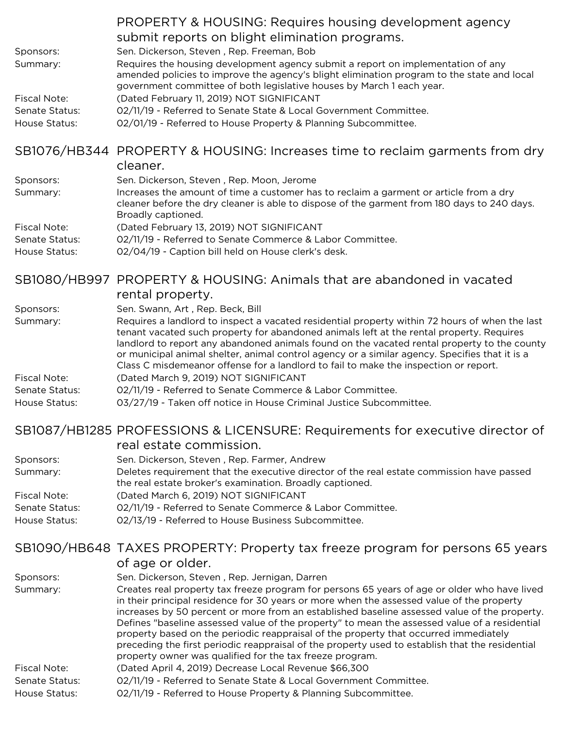PROPERTY & HOUSING: Requires housing development agency submit reports on blight elimination programs.

Sponsors: Sen. Dickerson, Steven , Rep. Freeman, Bob

Summary: Requires the housing development agency submit a report on implementation of any amended policies to improve the agency's blight elimination program to the state and local government committee of both legislative houses by March 1 each year.

Fiscal Note: (Dated February 11, 2019) NOT SIGNIFICANT

Senate Status: 02/11/19 - Referred to Senate State & Local Government Committee.

House Status: 02/01/19 - Referred to House Property & Planning Subcommittee.

## SB1076/HB344 PROPERTY & HOUSING: Increases time to reclaim garments from dry cleaner.

Sponsors: Sen. Dickerson, Steven , Rep. Moon, Jerome

Summary: Increases the amount of time a customer has to reclaim a garment or article from a dry cleaner before the dry cleaner is able to dispose of the garment from 180 days to 240 days. Broadly captioned.

Fiscal Note: (Dated February 13, 2019) NOT SIGNIFICANT

Senate Status: 02/11/19 - Referred to Senate Commerce & Labor Committee.

House Status: 02/04/19 - Caption bill held on House clerk's desk.

## SB1080/HB997 PROPERTY & HOUSING: Animals that are abandoned in vacated rental property.

Sponsors: Sen. Swann, Art , Rep. Beck, Bill

Summary: Requires a landlord to inspect a vacated residential property within 72 hours of when the last tenant vacated such property for abandoned animals left at the rental property. Requires landlord to report any abandoned animals found on the vacated rental property to the county or municipal animal shelter, animal control agency or a similar agency. Specifies that it is a Class C misdemeanor offense for a landlord to fail to make the inspection or report.

Fiscal Note: (Dated March 9, 2019) NOT SIGNIFICANT

Senate Status: 02/11/19 - Referred to Senate Commerce & Labor Committee.

House Status: 03/27/19 - Taken off notice in House Criminal Justice Subcommittee.

## SB1087/HB1285 PROFESSIONS & LICENSURE: Requirements for executive director of real estate commission.

Sponsors: Sen. Dickerson, Steven , Rep. Farmer, Andrew

Summary: Deletes requirement that the executive director of the real estate commission have passed the real estate broker's examination. Broadly captioned.

Fiscal Note: (Dated March 6, 2019) NOT SIGNIFICANT

Senate Status: 02/11/19 - Referred to Senate Commerce & Labor Committee.

House Status: 02/13/19 - Referred to House Business Subcommittee.

## SB1090/HB648 TAXES PROPERTY: Property tax freeze program for persons 65 years of age or older.

Sponsors: Sen. Dickerson, Steven , Rep. Jernigan, Darren

Summary: Creates real property tax freeze program for persons 65 years of age or older who have lived in their principal residence for 30 years or more when the assessed value of the property increases by 50 percent or more from an established baseline assessed value of the property. Defines "baseline assessed value of the property" to mean the assessed value of a residential property based on the periodic reappraisal of the property that occurred immediately preceding the first periodic reappraisal of the property used to establish that the residential property owner was qualified for the tax freeze program.

Fiscal Note: (Dated April 4, 2019) Decrease Local Revenue $66,300

Senate Status: 02/11/19 - Referred to Senate State & Local Government Committee.

House Status: 02/11/19 - Referred to House Property & Planning Subcommittee.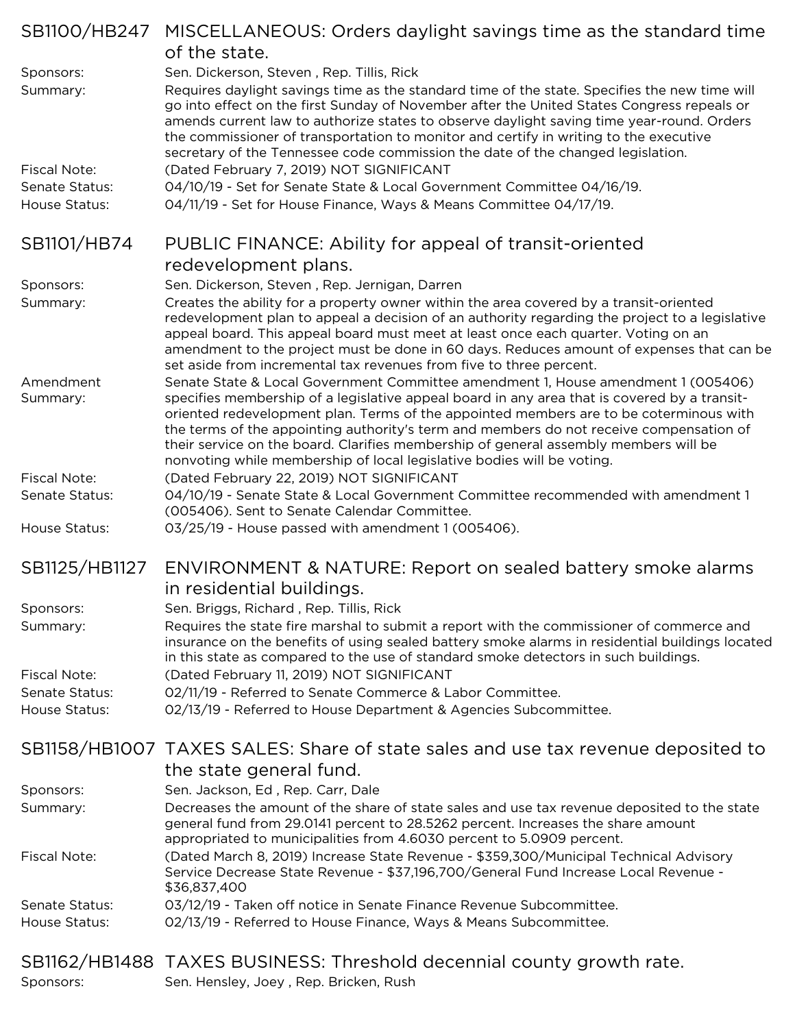## SB1100/HB247 MISCELLANEOUS: Orders daylight savings time as the standard time of the state.

**Sponsors:** Sen. Dickerson, Steven , Rep. Tillis, Rick

**Summary:** Requires daylight savings time as the standard time of the state. Specifies the new time will go into effect on the first Sunday of November after the United States Congress repeals or amends current law to authorize states to observe daylight saving time year-round. Orders the commissioner of transportation to monitor and certify in writing to the executive secretary of the Tennessee code commission the date of the changed legislation.

**Fiscal Note:** (Dated February 7, 2019) NOT SIGNIFICANT

**Senate Status:** 04/10/19 - Set for Senate State & Local Government Committee 04/16/19.

**House Status:** 04/11/19 - Set for House Finance, Ways & Means Committee 04/17/19.

## SB1101/HB74 PUBLIC FINANCE: Ability for appeal of transit-oriented redevelopment plans.

**Sponsors:** Sen. Dickerson, Steven , Rep. Jernigan, Darren

**Summary:** Creates the ability for a property owner within the area covered by a transit-oriented redevelopment plan to appeal a decision of an authority regarding the project to a legislative appeal board. This appeal board must meet at least once each quarter. Voting on an amendment to the project must be done in 60 days. Reduces amount of expenses that can be set aside from incremental tax revenues from five to three percent.

**Amendment Summary:** Senate State & Local Government Committee amendment 1, House amendment 1 (005406) specifies membership of a legislative appeal board in any area that is covered by a transit-oriented redevelopment plan. Terms of the appointed members are to be coterminous with the terms of the appointing authority's term and members do not receive compensation of their service on the board. Clarifies membership of general assembly members will be nonvoting while membership of local legislative bodies will be voting.

**Fiscal Note:** (Dated February 22, 2019) NOT SIGNIFICANT

**Senate Status:** 04/10/19 - Senate State & Local Government Committee recommended with amendment 1 (005406). Sent to Senate Calendar Committee.

**House Status:** 03/25/19 - House passed with amendment 1 (005406).

## SB1125/HB1127 ENVIRONMENT & NATURE: Report on sealed battery smoke alarms in residential buildings.

**Sponsors:** Sen. Briggs, Richard , Rep. Tillis, Rick

**Summary:** Requires the state fire marshal to submit a report with the commissioner of commerce and insurance on the benefits of using sealed battery smoke alarms in residential buildings located in this state as compared to the use of standard smoke detectors in such buildings.

**Fiscal Note:** (Dated February 11, 2019) NOT SIGNIFICANT

**Senate Status:** 02/11/19 - Referred to Senate Commerce & Labor Committee.

**House Status:** 02/13/19 - Referred to House Department & Agencies Subcommittee.

## SB1158/HB1007 TAXES SALES: Share of state sales and use tax revenue deposited to the state general fund.

**Sponsors:** Sen. Jackson, Ed , Rep. Carr, Dale

**Summary:** Decreases the amount of the share of state sales and use tax revenue deposited to the state general fund from 29.0141 percent to 28.5262 percent. Increases the share amount appropriated to municipalities from 4.6030 percent to 5.0909 percent.

**Fiscal Note:** (Dated March 8, 2019) Increase State Revenue - $359,300/Municipal Technical Advisory Service Decrease State Revenue - $37,196,700/General Fund Increase Local Revenue - $36,837,400

**Senate Status:** 03/12/19 - Taken off notice in Senate Finance Revenue Subcommittee.

**House Status:** 02/13/19 - Referred to House Finance, Ways & Means Subcommittee.

## SB1162/HB1488 TAXES BUSINESS: Threshold decennial county growth rate.

**Sponsors:** Sen. Hensley, Joey , Rep. Bricken, Rush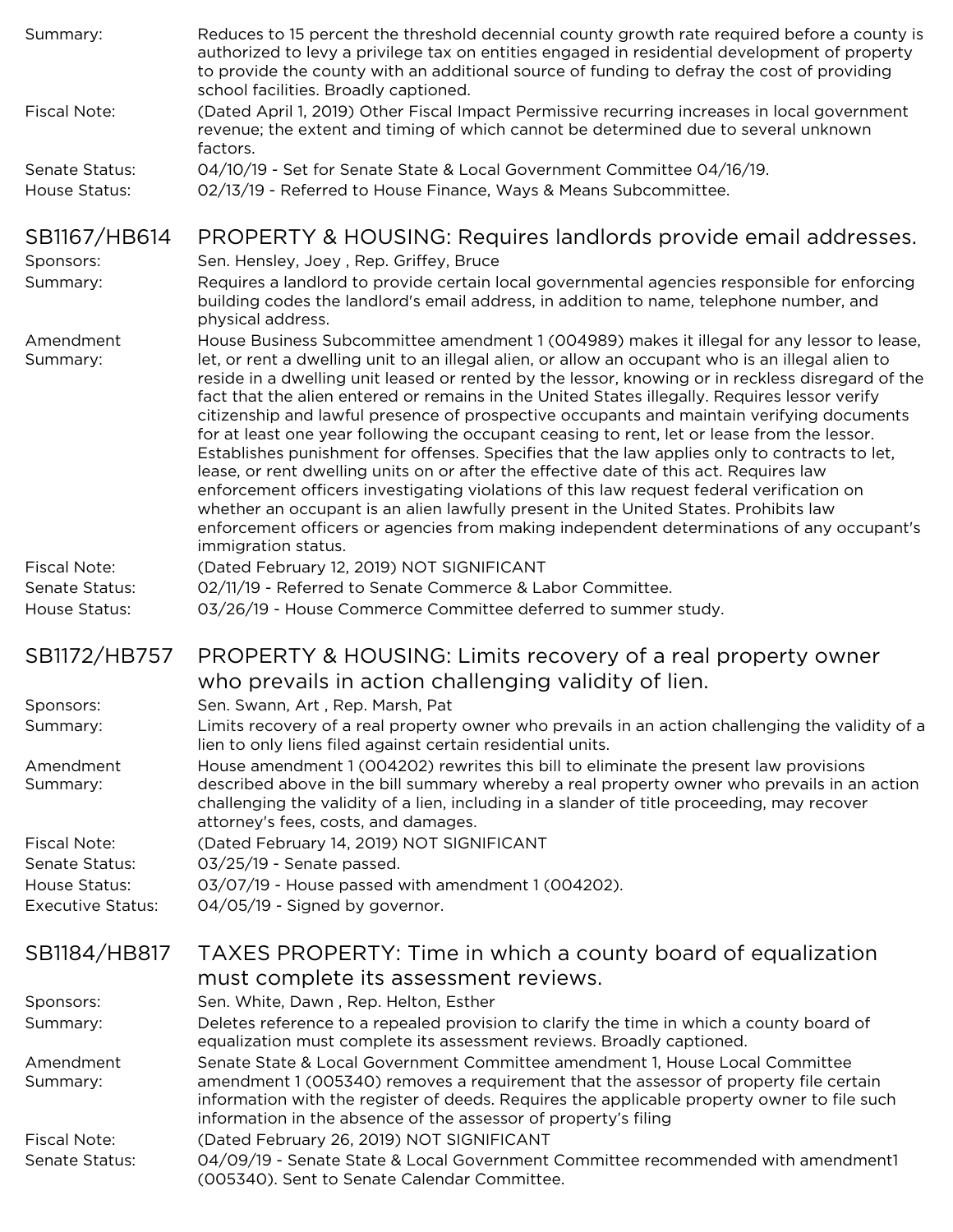Summary: Reduces to 15 percent the threshold decennial county growth rate required before a county is authorized to levy a privilege tax on entities engaged in residential development of property to provide the county with an additional source of funding to defray the cost of providing school facilities. Broadly captioned.

Fiscal Note: (Dated April 1, 2019) Other Fiscal Impact Permissive recurring increases in local government revenue; the extent and timing of which cannot be determined due to several unknown factors.

Senate Status: 04/10/19 - Set for Senate State & Local Government Committee 04/16/19.

House Status: 02/13/19 - Referred to House Finance, Ways & Means Subcommittee.

## SB1167/HB614 PROPERTY & HOUSING: Requires landlords provide email addresses.

Sponsors: Sen. Hensley, Joey , Rep. Griffey, Bruce

Summary: Requires a landlord to provide certain local governmental agencies responsible for enforcing building codes the landlord's email address, in addition to name, telephone number, and physical address.

Amendment Summary: House Business Subcommittee amendment 1 (004989) makes it illegal for any lessor to lease, let, or rent a dwelling unit to an illegal alien, or allow an occupant who is an illegal alien to reside in a dwelling unit leased or rented by the lessor, knowing or in reckless disregard of the fact that the alien entered or remains in the United States illegally. Requires lessor verify citizenship and lawful presence of prospective occupants and maintain verifying documents for at least one year following the occupant ceasing to rent, let or lease from the lessor. Establishes punishment for offenses. Specifies that the law applies only to contracts to let, lease, or rent dwelling units on or after the effective date of this act. Requires law enforcement officers investigating violations of this law request federal verification on whether an occupant is an alien lawfully present in the United States. Prohibits law enforcement officers or agencies from making independent determinations of any occupant's immigration status.

Fiscal Note: (Dated February 12, 2019) NOT SIGNIFICANT

Senate Status: 02/11/19 - Referred to Senate Commerce & Labor Committee.

House Status: 03/26/19 - House Commerce Committee deferred to summer study.

## SB1172/HB757 PROPERTY & HOUSING: Limits recovery of a real property owner who prevails in action challenging validity of lien.

Sponsors: Sen. Swann, Art , Rep. Marsh, Pat

Summary: Limits recovery of a real property owner who prevails in an action challenging the validity of a lien to only liens filed against certain residential units.

Amendment Summary: House amendment 1 (004202) rewrites this bill to eliminate the present law provisions described above in the bill summary whereby a real property owner who prevails in an action challenging the validity of a lien, including in a slander of title proceeding, may recover attorney's fees, costs, and damages.

Fiscal Note: (Dated February 14, 2019) NOT SIGNIFICANT

Senate Status: 03/25/19 - Senate passed.

House Status: 03/07/19 - House passed with amendment 1 (004202).

Executive Status: 04/05/19 - Signed by governor.

## SB1184/HB817 TAXES PROPERTY: Time in which a county board of equalization must complete its assessment reviews.

Sponsors: Sen. White, Dawn , Rep. Helton, Esther

Summary: Deletes reference to a repealed provision to clarify the time in which a county board of equalization must complete its assessment reviews. Broadly captioned.

Amendment Summary: Senate State & Local Government Committee amendment 1, House Local Committee amendment 1 (005340) removes a requirement that the assessor of property file certain information with the register of deeds. Requires the applicable property owner to file such information in the absence of the assessor of property's filing

Fiscal Note: (Dated February 26, 2019) NOT SIGNIFICANT

Senate Status: 04/09/19 - Senate State & Local Government Committee recommended with amendment1 (005340). Sent to Senate Calendar Committee.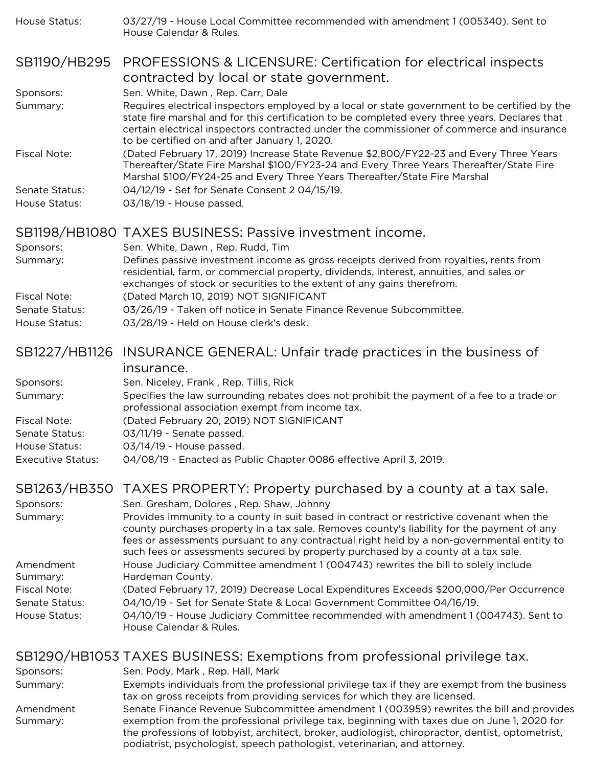House Status: 03/27/19 - House Local Committee recommended with amendment 1 (005340). Sent to House Calendar & Rules.

## SB1190/HB295 PROFESSIONS & LICENSURE: Certification for electrical inspects contracted by local or state government.

Sponsors: Sen. White, Dawn , Rep. Carr, Dale

Summary: Requires electrical inspectors employed by a local or state government to be certified by the state fire marshal and for this certification to be completed every three years. Declares that certain electrical inspectors contracted under the commissioner of commerce and insurance to be certified on and after January 1, 2020.

Fiscal Note: (Dated February 17, 2019) Increase State Revenue $2,800/FY22-23 and Every Three Years Thereafter/State Fire Marshal $100/FY23-24 and Every Three Years Thereafter/State Fire Marshal $100/FY24-25 and Every Three Years Thereafter/State Fire Marshal

Senate Status: 04/12/19 - Set for Senate Consent 2 04/15/19.

House Status: 03/18/19 - House passed.

## SB1198/HB1080 TAXES BUSINESS: Passive investment income.

Sponsors: Sen. White, Dawn , Rep. Rudd, Tim

Summary: Defines passive investment income as gross receipts derived from royalties, rents from residential, farm, or commercial property, dividends, interest, annuities, and sales or exchanges of stock or securities to the extent of any gains therefrom.

Fiscal Note: (Dated March 10, 2019) NOT SIGNIFICANT

Senate Status: 03/26/19 - Taken off notice in Senate Finance Revenue Subcommittee.

House Status: 03/28/19 - Held on House clerk's desk.

## SB1227/HB1126 INSURANCE GENERAL: Unfair trade practices in the business of insurance.

Sponsors: Sen. Niceley, Frank , Rep. Tillis, Rick

Summary: Specifies the law surrounding rebates does not prohibit the payment of a fee to a trade or professional association exempt from income tax.

Fiscal Note: (Dated February 20, 2019) NOT SIGNIFICANT

Senate Status: 03/11/19 - Senate passed.

House Status: 03/14/19 - House passed.

Executive Status: 04/08/19 - Enacted as Public Chapter 0086 effective April 3, 2019.

## SB1263/HB350 TAXES PROPERTY: Property purchased by a county at a tax sale.

Sponsors: Sen. Gresham, Dolores , Rep. Shaw, Johnny

Summary: Provides immunity to a county in suit based in contract or restrictive covenant when the county purchases property in a tax sale. Removes county's liability for the payment of any fees or assessments pursuant to any contractual right held by a non-governmental entity to such fees or assessments secured by property purchased by a county at a tax sale.

Amendment Summary: House Judiciary Committee amendment 1 (004743) rewrites the bill to solely include Hardeman County.

Fiscal Note: (Dated February 17, 2019) Decrease Local Expenditures Exceeds $200,000/Per Occurrence

Senate Status: 04/10/19 - Set for Senate State & Local Government Committee 04/16/19.

House Status: 04/10/19 - House Judiciary Committee recommended with amendment 1 (004743). Sent to House Calendar & Rules.

## SB1290/HB1053 TAXES BUSINESS: Exemptions from professional privilege tax.

Sponsors: Sen. Pody, Mark , Rep. Hall, Mark

Summary: Exempts individuals from the professional privilege tax if they are exempt from the business tax on gross receipts from providing services for which they are licensed.

Amendment Summary: Senate Finance Revenue Subcommittee amendment 1 (003959) rewrites the bill and provides exemption from the professional privilege tax, beginning with taxes due on June 1, 2020 for the professions of lobbyist, architect, broker, audiologist, chiropractor, dentist, optometrist, podiatrist, psychologist, speech pathologist, veterinarian, and attorney.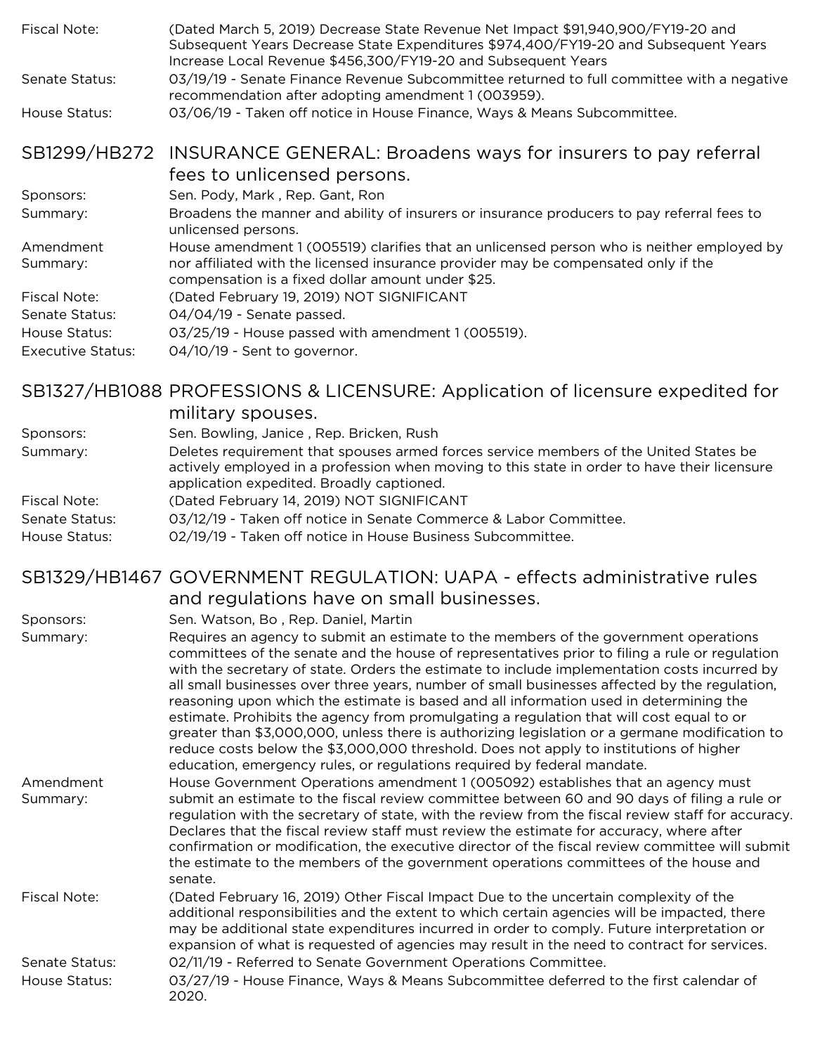Fiscal Note: (Dated March 5, 2019) Decrease State Revenue Net Impact $91,940,900/FY19-20 and Subsequent Years Decrease State Expenditures $974,400/FY19-20 and Subsequent Years Increase Local Revenue $456,300/FY19-20 and Subsequent Years

Senate Status: 03/19/19 - Senate Finance Revenue Subcommittee returned to full committee with a negative recommendation after adopting amendment 1 (003959).

House Status: 03/06/19 - Taken off notice in House Finance, Ways & Means Subcommittee.

## SB1299/HB272 INSURANCE GENERAL: Broadens ways for insurers to pay referral fees to unlicensed persons.

Sponsors: Sen. Pody, Mark , Rep. Gant, Ron

Summary: Broadens the manner and ability of insurers or insurance producers to pay referral fees to unlicensed persons.

Amendment Summary: House amendment 1 (005519) clarifies that an unlicensed person who is neither employed by nor affiliated with the licensed insurance provider may be compensated only if the compensation is a fixed dollar amount under $25.

Fiscal Note: (Dated February 19, 2019) NOT SIGNIFICANT

Senate Status: 04/04/19 - Senate passed.

House Status: 03/25/19 - House passed with amendment 1 (005519).

Executive Status: 04/10/19 - Sent to governor.

## SB1327/HB1088 PROFESSIONS & LICENSURE: Application of licensure expedited for military spouses.

Sponsors: Sen. Bowling, Janice , Rep. Bricken, Rush

Summary: Deletes requirement that spouses armed forces service members of the United States be actively employed in a profession when moving to this state in order to have their licensure application expedited. Broadly captioned.

Fiscal Note: (Dated February 14, 2019) NOT SIGNIFICANT

Senate Status: 03/12/19 - Taken off notice in Senate Commerce & Labor Committee.

House Status: 02/19/19 - Taken off notice in House Business Subcommittee.

## SB1329/HB1467 GOVERNMENT REGULATION: UAPA - effects administrative rules and regulations have on small businesses.

Sponsors: Sen. Watson, Bo , Rep. Daniel, Martin

Summary: Requires an agency to submit an estimate to the members of the government operations committees of the senate and the house of representatives prior to filing a rule or regulation with the secretary of state. Orders the estimate to include implementation costs incurred by all small businesses over three years, number of small businesses affected by the regulation, reasoning upon which the estimate is based and all information used in determining the estimate. Prohibits the agency from promulgating a regulation that will cost equal to or greater than $3,000,000, unless there is authorizing legislation or a germane modification to reduce costs below the $3,000,000 threshold. Does not apply to institutions of higher education, emergency rules, or regulations required by federal mandate.

Amendment Summary: House Government Operations amendment 1 (005092) establishes that an agency must submit an estimate to the fiscal review committee between 60 and 90 days of filing a rule or regulation with the secretary of state, with the review from the fiscal review staff for accuracy. Declares that the fiscal review staff must review the estimate for accuracy, where after confirmation or modification, the executive director of the fiscal review committee will submit the estimate to the members of the government operations committees of the house and senate.

Fiscal Note: (Dated February 16, 2019) Other Fiscal Impact Due to the uncertain complexity of the additional responsibilities and the extent to which certain agencies will be impacted, there may be additional state expenditures incurred in order to comply. Future interpretation or expansion of what is requested of agencies may result in the need to contract for services.

Senate Status: 02/11/19 - Referred to Senate Government Operations Committee.

House Status: 03/27/19 - House Finance, Ways & Means Subcommittee deferred to the first calendar of 2020.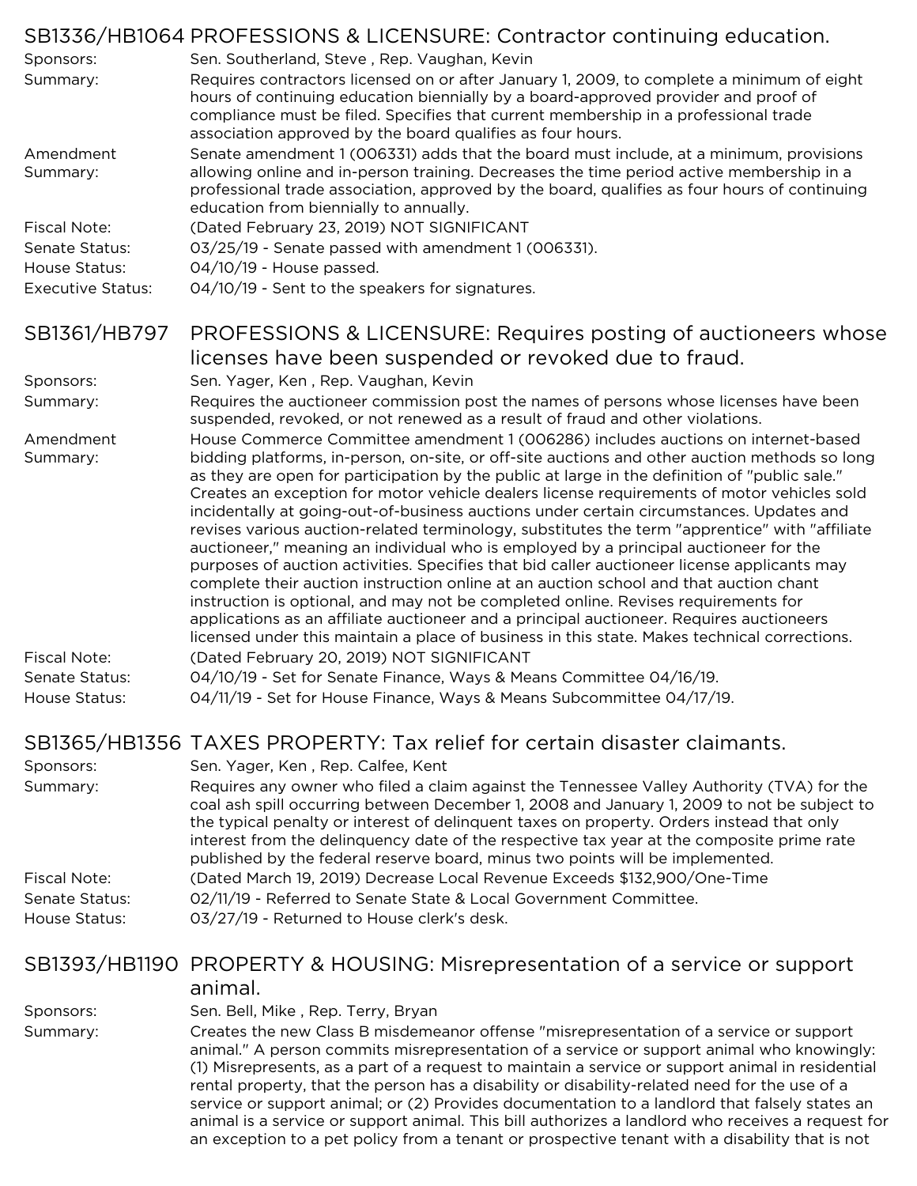## SB1336/HB1064 PROFESSIONS & LICENSURE: Contractor continuing education.

| | |
|---|---|
| Sponsors: | Sen. Southerland, Steve , Rep. Vaughan, Kevin |
| Summary: | Requires contractors licensed on or after January 1, 2009, to complete a minimum of eight hours of continuing education biennially by a board-approved provider and proof of compliance must be filed. Specifies that current membership in a professional trade association approved by the board qualifies as four hours. |
| Amendment Summary: | Senate amendment 1 (006331) adds that the board must include, at a minimum, provisions allowing online and in-person training. Decreases the time period active membership in a professional trade association, approved by the board, qualifies as four hours of continuing education from biennially to annually. |
| Fiscal Note: | (Dated February 23, 2019) NOT SIGNIFICANT |
| Senate Status: | 03/25/19 - Senate passed with amendment 1 (006331). |
| House Status: | 04/10/19 - House passed. |
| Executive Status: | 04/10/19 - Sent to the speakers for signatures. |

## SB1361/HB797 PROFESSIONS & LICENSURE: Requires posting of auctioneers whose licenses have been suspended or revoked due to fraud.

| | |
|---|---|
| Sponsors: | Sen. Yager, Ken , Rep. Vaughan, Kevin |
| Summary: | Requires the auctioneer commission post the names of persons whose licenses have been suspended, revoked, or not renewed as a result of fraud and other violations. |
| Amendment Summary: | House Commerce Committee amendment 1 (006286) includes auctions on internet-based bidding platforms, in-person, on-site, or off-site auctions and other auction methods so long as they are open for participation by the public at large in the definition of "public sale." Creates an exception for motor vehicle dealers license requirements of motor vehicles sold incidentally at going-out-of-business auctions under certain circumstances. Updates and revises various auction-related terminology, substitutes the term "apprentice" with "affiliate auctioneer," meaning an individual who is employed by a principal auctioneer for the purposes of auction activities. Specifies that bid caller auctioneer license applicants may complete their auction instruction online at an auction school and that auction chant instruction is optional, and may not be completed online. Revises requirements for applications as an affiliate auctioneer and a principal auctioneer. Requires auctioneers licensed under this maintain a place of business in this state. Makes technical corrections. |
| Fiscal Note: | (Dated February 20, 2019) NOT SIGNIFICANT |
| Senate Status: | 04/10/19 - Set for Senate Finance, Ways & Means Committee 04/16/19. |
| House Status: | 04/11/19 - Set for House Finance, Ways & Means Subcommittee 04/17/19. |

## SB1365/HB1356 TAXES PROPERTY: Tax relief for certain disaster claimants.

| | |
|---|---|
| Sponsors: | Sen. Yager, Ken , Rep. Calfee, Kent |
| Summary: | Requires any owner who filed a claim against the Tennessee Valley Authority (TVA) for the coal ash spill occurring between December 1, 2008 and January 1, 2009 to not be subject to the typical penalty or interest of delinquent taxes on property. Orders instead that only interest from the delinquency date of the respective tax year at the composite prime rate published by the federal reserve board, minus two points will be implemented. |
| Fiscal Note: | (Dated March 19, 2019) Decrease Local Revenue Exceeds $132,900/One-Time |
| Senate Status: | 02/11/19 - Referred to Senate State & Local Government Committee. |
| House Status: | 03/27/19 - Returned to House clerk's desk. |

## SB1393/HB1190 PROPERTY & HOUSING: Misrepresentation of a service or support animal.

| | |
|---|---|
| Sponsors: | Sen. Bell, Mike , Rep. Terry, Bryan |
| Summary: | Creates the new Class B misdemeanor offense "misrepresentation of a service or support animal." A person commits misrepresentation of a service or support animal who knowingly: (1) Misrepresents, as a part of a request to maintain a service or support animal in residential rental property, that the person has a disability or disability-related need for the use of a service or support animal; or (2) Provides documentation to a landlord that falsely states an animal is a service or support animal. This bill authorizes a landlord who receives a request for an exception to a pet policy from a tenant or prospective tenant with a disability that is not |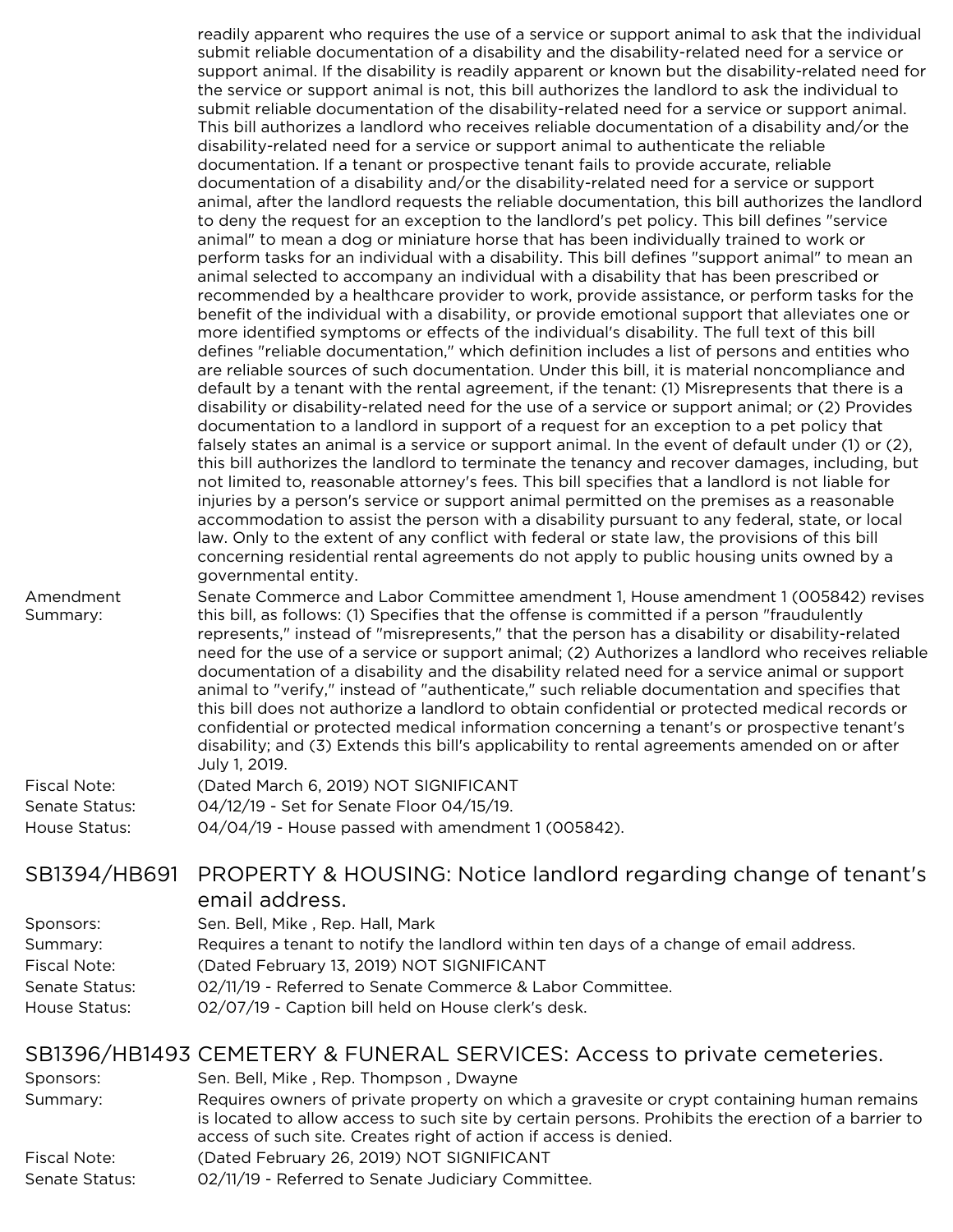readily apparent who requires the use of a service or support animal to ask that the individual submit reliable documentation of a disability and the disability-related need for a service or support animal. If the disability is readily apparent or known but the disability-related need for the service or support animal is not, this bill authorizes the landlord to ask the individual to submit reliable documentation of the disability-related need for a service or support animal. This bill authorizes a landlord who receives reliable documentation of a disability and/or the disability-related need for a service or support animal to authenticate the reliable documentation. If a tenant or prospective tenant fails to provide accurate, reliable documentation of a disability and/or the disability-related need for a service or support animal, after the landlord requests the reliable documentation, this bill authorizes the landlord to deny the request for an exception to the landlord's pet policy. This bill defines "service animal" to mean a dog or miniature horse that has been individually trained to work or perform tasks for an individual with a disability. This bill defines "support animal" to mean an animal selected to accompany an individual with a disability that has been prescribed or recommended by a healthcare provider to work, provide assistance, or perform tasks for the benefit of the individual with a disability, or provide emotional support that alleviates one or more identified symptoms or effects of the individual's disability. The full text of this bill defines "reliable documentation," which definition includes a list of persons and entities who are reliable sources of such documentation. Under this bill, it is material noncompliance and default by a tenant with the rental agreement, if the tenant: (1) Misrepresents that there is a disability or disability-related need for the use of a service or support animal; or (2) Provides documentation to a landlord in support of a request for an exception to a pet policy that falsely states an animal is a service or support animal. In the event of default under (1) or (2), this bill authorizes the landlord to terminate the tenancy and recover damages, including, but not limited to, reasonable attorney's fees. This bill specifies that a landlord is not liable for injuries by a person's service or support animal permitted on the premises as a reasonable accommodation to assist the person with a disability pursuant to any federal, state, or local law. Only to the extent of any conflict with federal or state law, the provisions of this bill concerning residential rental agreements do not apply to public housing units owned by a governmental entity.

Amendment Summary: Senate Commerce and Labor Committee amendment 1, House amendment 1 (005842) revises this bill, as follows: (1) Specifies that the offense is committed if a person "fraudulently represents," instead of "misrepresents," that the person has a disability or disability-related need for the use of a service or support animal; (2) Authorizes a landlord who receives reliable documentation of a disability and the disability related need for a service animal or support animal to "verify," instead of "authenticate," such reliable documentation and specifies that this bill does not authorize a landlord to obtain confidential or protected medical records or confidential or protected medical information concerning a tenant's or prospective tenant's disability; and (3) Extends this bill's applicability to rental agreements amended on or after July 1, 2019.

Fiscal Note: (Dated March 6, 2019) NOT SIGNIFICANT

Senate Status: 04/12/19 - Set for Senate Floor 04/15/19.

House Status: 04/04/19 - House passed with amendment 1 (005842).

## SB1394/HB691 PROPERTY & HOUSING: Notice landlord regarding change of tenant's email address.

Sponsors: Sen. Bell, Mike , Rep. Hall, Mark

Summary: Requires a tenant to notify the landlord within ten days of a change of email address.

Fiscal Note: (Dated February 13, 2019) NOT SIGNIFICANT

Senate Status: 02/11/19 - Referred to Senate Commerce & Labor Committee.

House Status: 02/07/19 - Caption bill held on House clerk's desk.

## SB1396/HB1493 CEMETERY & FUNERAL SERVICES: Access to private cemeteries.

Sponsors: Sen. Bell, Mike , Rep. Thompson , Dwayne

Summary: Requires owners of private property on which a gravesite or crypt containing human remains is located to allow access to such site by certain persons. Prohibits the erection of a barrier to access of such site. Creates right of action if access is denied.

Fiscal Note: (Dated February 26, 2019) NOT SIGNIFICANT

Senate Status: 02/11/19 - Referred to Senate Judiciary Committee.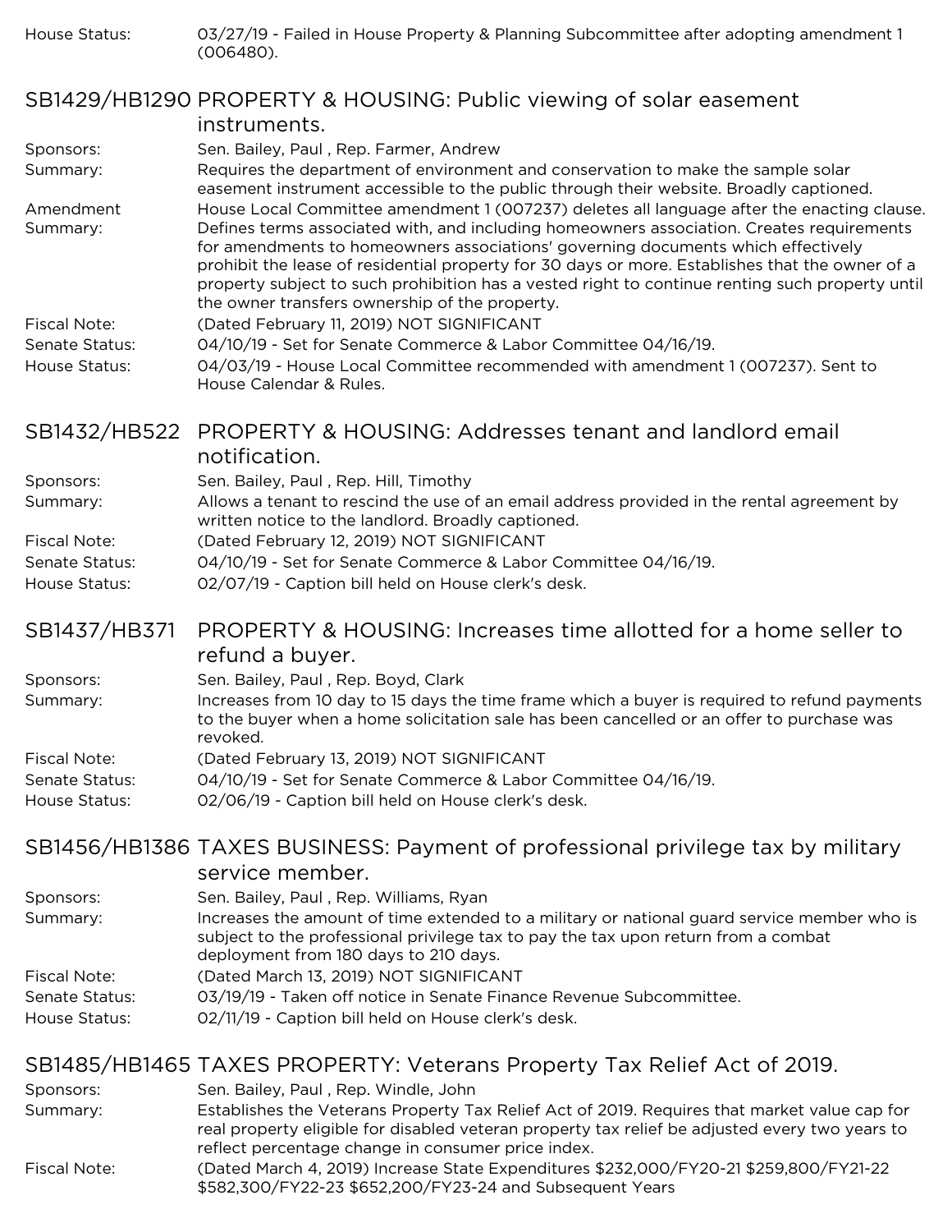House Status: 03/27/19 - Failed in House Property & Planning Subcommittee after adopting amendment 1 (006480).

### SB1429/HB1290 PROPERTY & HOUSING: Public viewing of solar easement instruments.

**Sponsors:** Sen. Bailey, Paul , Rep. Farmer, Andrew

**Summary:** Requires the department of environment and conservation to make the sample solar easement instrument accessible to the public through their website. Broadly captioned.

**Amendment Summary:** House Local Committee amendment 1 (007237) deletes all language after the enacting clause. Defines terms associated with, and including homeowners association. Creates requirements for amendments to homeowners associations' governing documents which effectively prohibit the lease of residential property for 30 days or more. Establishes that the owner of a property subject to such prohibition has a vested right to continue renting such property until the owner transfers ownership of the property.

**Fiscal Note:** (Dated February 11, 2019) NOT SIGNIFICANT

**Senate Status:** 04/10/19 - Set for Senate Commerce & Labor Committee 04/16/19.

**House Status:** 04/03/19 - House Local Committee recommended with amendment 1 (007237). Sent to House Calendar & Rules.

### SB1432/HB522 PROPERTY & HOUSING: Addresses tenant and landlord email notification.

**Sponsors:** Sen. Bailey, Paul , Rep. Hill, Timothy

**Summary:** Allows a tenant to rescind the use of an email address provided in the rental agreement by written notice to the landlord. Broadly captioned.

**Fiscal Note:** (Dated February 12, 2019) NOT SIGNIFICANT

**Senate Status:** 04/10/19 - Set for Senate Commerce & Labor Committee 04/16/19.

**House Status:** 02/07/19 - Caption bill held on House clerk's desk.

### SB1437/HB371 PROPERTY & HOUSING: Increases time allotted for a home seller to refund a buyer.

**Sponsors:** Sen. Bailey, Paul , Rep. Boyd, Clark

**Summary:** Increases from 10 day to 15 days the time frame which a buyer is required to refund payments to the buyer when a home solicitation sale has been cancelled or an offer to purchase was revoked.

**Fiscal Note:** (Dated February 13, 2019) NOT SIGNIFICANT

**Senate Status:** 04/10/19 - Set for Senate Commerce & Labor Committee 04/16/19.

**House Status:** 02/06/19 - Caption bill held on House clerk's desk.

### SB1456/HB1386 TAXES BUSINESS: Payment of professional privilege tax by military service member.

**Sponsors:** Sen. Bailey, Paul , Rep. Williams, Ryan

**Summary:** Increases the amount of time extended to a military or national guard service member who is subject to the professional privilege tax to pay the tax upon return from a combat deployment from 180 days to 210 days.

**Fiscal Note:** (Dated March 13, 2019) NOT SIGNIFICANT

**Senate Status:** 03/19/19 - Taken off notice in Senate Finance Revenue Subcommittee.

**House Status:** 02/11/19 - Caption bill held on House clerk's desk.

### SB1485/HB1465 TAXES PROPERTY: Veterans Property Tax Relief Act of 2019.

**Sponsors:** Sen. Bailey, Paul , Rep. Windle, John

**Summary:** Establishes the Veterans Property Tax Relief Act of 2019. Requires that market value cap for real property eligible for disabled veteran property tax relief be adjusted every two years to reflect percentage change in consumer price index.

**Fiscal Note:** (Dated March 4, 2019) Increase State Expenditures $232,000/FY20-21 $259,800/FY21-22 $582,300/FY22-23 $652,200/FY23-24 and Subsequent Years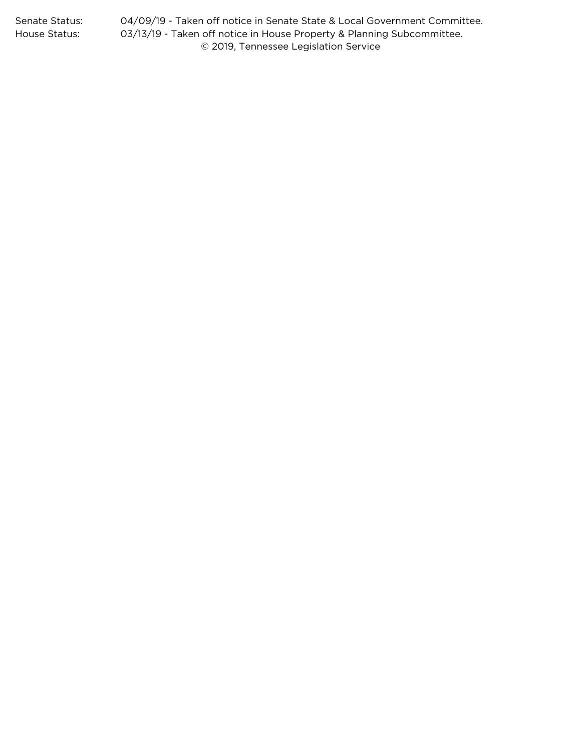Senate Status: 04/09/19 - Taken off notice in Senate State & Local Government Committee.
House Status: 03/13/19 - Taken off notice in House Property & Planning Subcommittee.

© 2019, Tennessee Legislation Service